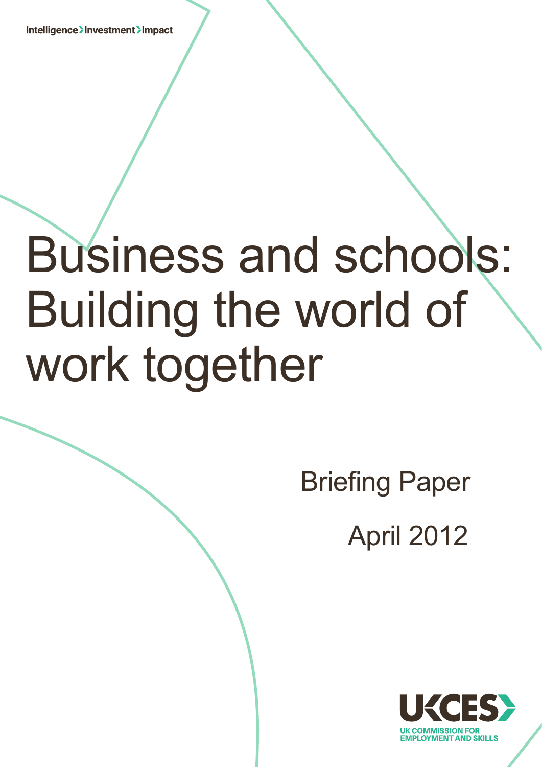Intelligence > Investment > Impact

# Business and schools: Building the world of work together

Briefing Paper

April 2012

UKCES

UK COMMISSION FOR EMPLOYMENT AND SKILLS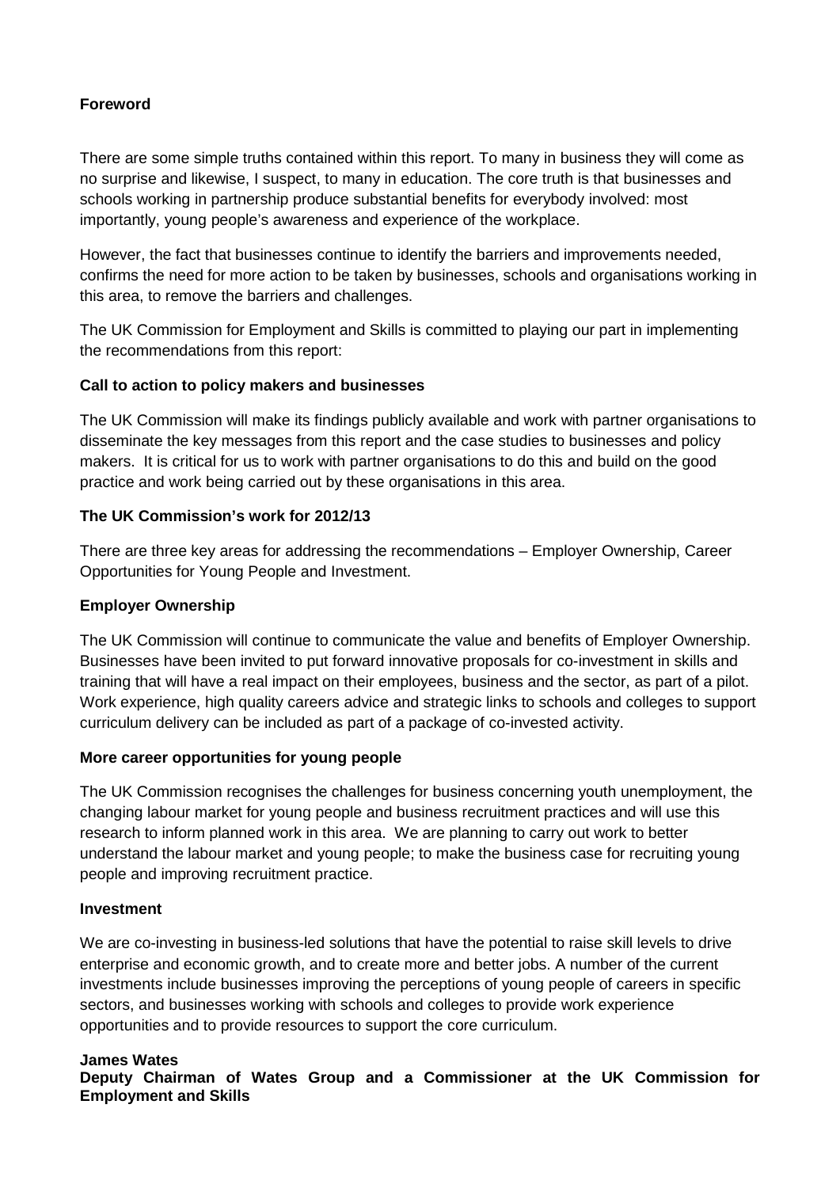## Foreword

There are some simple truths contained within this report. To many in business they will come as no surprise and likewise, I suspect, to many in education. The core truth is that businesses and schools working in partnership produce substantial benefits for everybody involved: most importantly, young people's awareness and experience of the workplace.

However, the fact that businesses continue to identify the barriers and improvements needed, confirms the need for more action to be taken by businesses, schools and organisations working in this area, to remove the barriers and challenges.

The UK Commission for Employment and Skills is committed to playing our part in implementing the recommendations from this report:

### Call to action to policy makers and businesses

The UK Commission will make its findings publicly available and work with partner organisations to disseminate the key messages from this report and the case studies to businesses and policy makers. It is critical for us to work with partner organisations to do this and build on the good practice and work being carried out by these organisations in this area.

### The UK Commission's work for 2012/13

There are three key areas for addressing the recommendations – Employer Ownership, Career Opportunities for Young People and Investment.

### Employer Ownership

The UK Commission will continue to communicate the value and benefits of Employer Ownership. Businesses have been invited to put forward innovative proposals for co-investment in skills and training that will have a real impact on their employees, business and the sector, as part of a pilot. Work experience, high quality careers advice and strategic links to schools and colleges to support curriculum delivery can be included as part of a package of co-invested activity.

### More career opportunities for young people

The UK Commission recognises the challenges for business concerning youth unemployment, the changing labour market for young people and business recruitment practices and will use this research to inform planned work in this area. We are planning to carry out work to better understand the labour market and young people; to make the business case for recruiting young people and improving recruitment practice.

### Investment

We are co-investing in business-led solutions that have the potential to raise skill levels to drive enterprise and economic growth, and to create more and better jobs. A number of the current investments include businesses improving the perceptions of young people of careers in specific sectors, and businesses working with schools and colleges to provide work experience opportunities and to provide resources to support the core curriculum.

**James Wates**
**Deputy Chairman of Wates Group and a Commissioner at the UK Commission for Employment and Skills**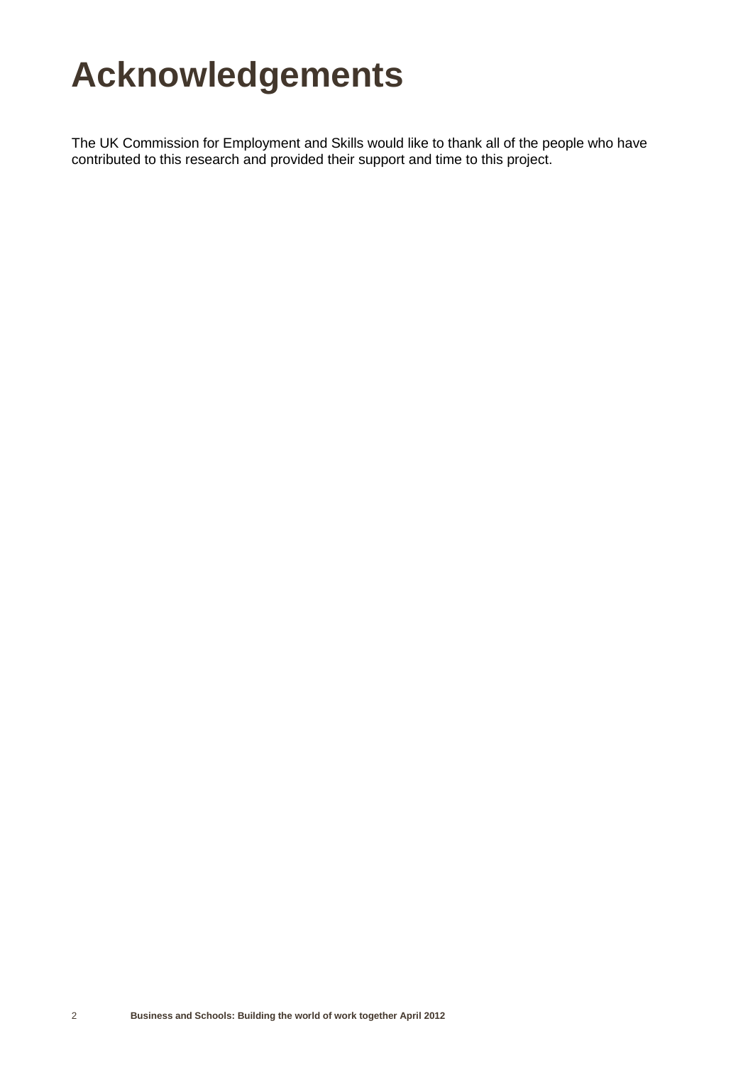# Acknowledgements

The UK Commission for Employment and Skills would like to thank all of the people who have contributed to this research and provided their support and time to this project.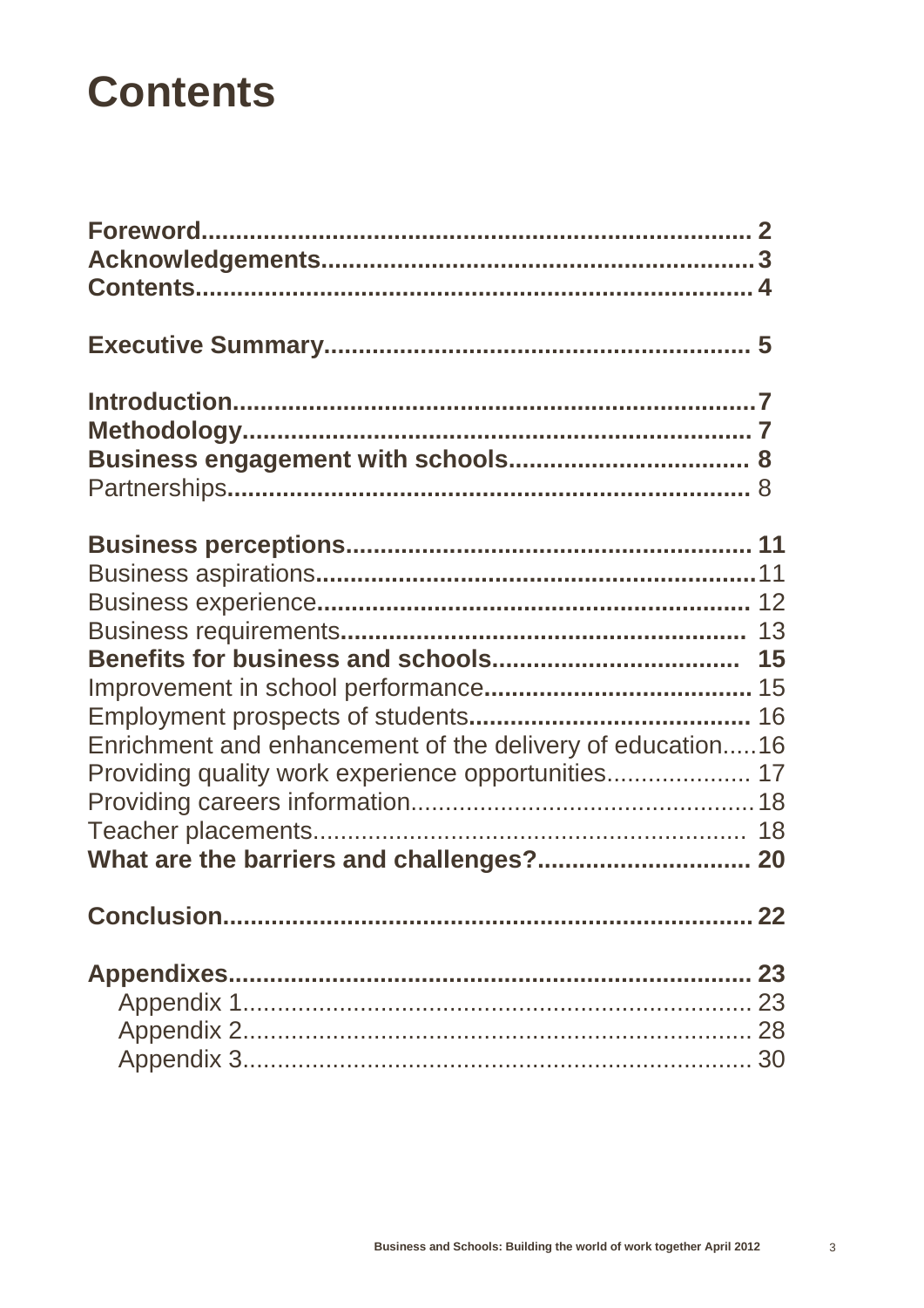# Contents

**Foreword........................................................................ 2**
**Acknowledgements.........................................................3**
**Contents.......................................................................... 4**

**Executive Summary....................................................... 5**

**Introduction.....................................................................7**
**Methodology.................................................................... 7**
**Business engagement with schools.................................. 8**
Partnerships...................................................................... 8

**Business perceptions...................................................... 11**
Business aspirations...........................................................11
Business experience.......................................................... 12
Business requirements...................................................... 13
**Benefits for business and schools................................... 15**
Improvement in school performance.................................. 15
Employment prospects of students.................................... 16
Enrichment and enhancement of the delivery of education.....16
Providing quality work experience opportunities.................... 17
Providing careers information.................................................18
Teacher placements.............................................................. 18
**What are the barriers and challenges?.............................. 20**

**Conclusion......................................................................... 22**

**Appendixes......................................................................... 23**
- Appendix 1.......................................................................... 23
- Appendix 2.......................................................................... 28
- Appendix 3.......................................................................... 30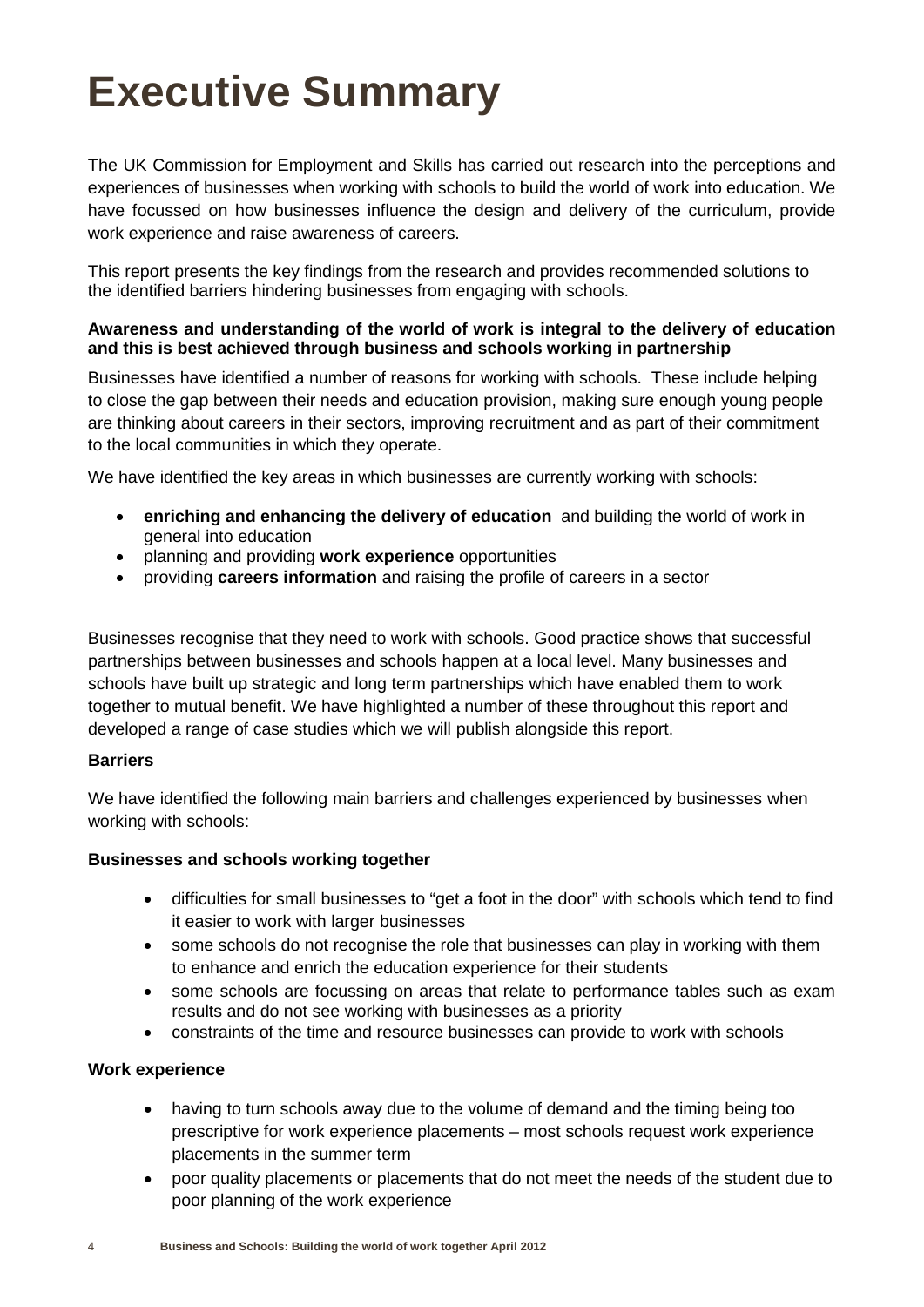# Executive Summary

The UK Commission for Employment and Skills has carried out research into the perceptions and experiences of businesses when working with schools to build the world of work into education. We have focussed on how businesses influence the design and delivery of the curriculum, provide work experience and raise awareness of careers.

This report presents the key findings from the research and provides recommended solutions to the identified barriers hindering businesses from engaging with schools.

**Awareness and understanding of the world of work is integral to the delivery of education and this is best achieved through business and schools working in partnership**

Businesses have identified a number of reasons for working with schools. These include helping to close the gap between their needs and education provision, making sure enough young people are thinking about careers in their sectors, improving recruitment and as part of their commitment to the local communities in which they operate.

We have identified the key areas in which businesses are currently working with schools:

- **enriching and enhancing the delivery of education** and building the world of work in general into education
- planning and providing **work experience** opportunities
- providing **careers information** and raising the profile of careers in a sector

Businesses recognise that they need to work with schools. Good practice shows that successful partnerships between businesses and schools happen at a local level. Many businesses and schools have built up strategic and long term partnerships which have enabled them to work together to mutual benefit. We have highlighted a number of these throughout this report and developed a range of case studies which we will publish alongside this report.

**Barriers**

We have identified the following main barriers and challenges experienced by businesses when working with schools:

**Businesses and schools working together**

- difficulties for small businesses to "get a foot in the door" with schools which tend to find it easier to work with larger businesses
- some schools do not recognise the role that businesses can play in working with them to enhance and enrich the education experience for their students
- some schools are focussing on areas that relate to performance tables such as exam results and do not see working with businesses as a priority
- constraints of the time and resource businesses can provide to work with schools

**Work experience**

- having to turn schools away due to the volume of demand and the timing being too prescriptive for work experience placements – most schools request work experience placements in the summer term
- poor quality placements or placements that do not meet the needs of the student due to poor planning of the work experience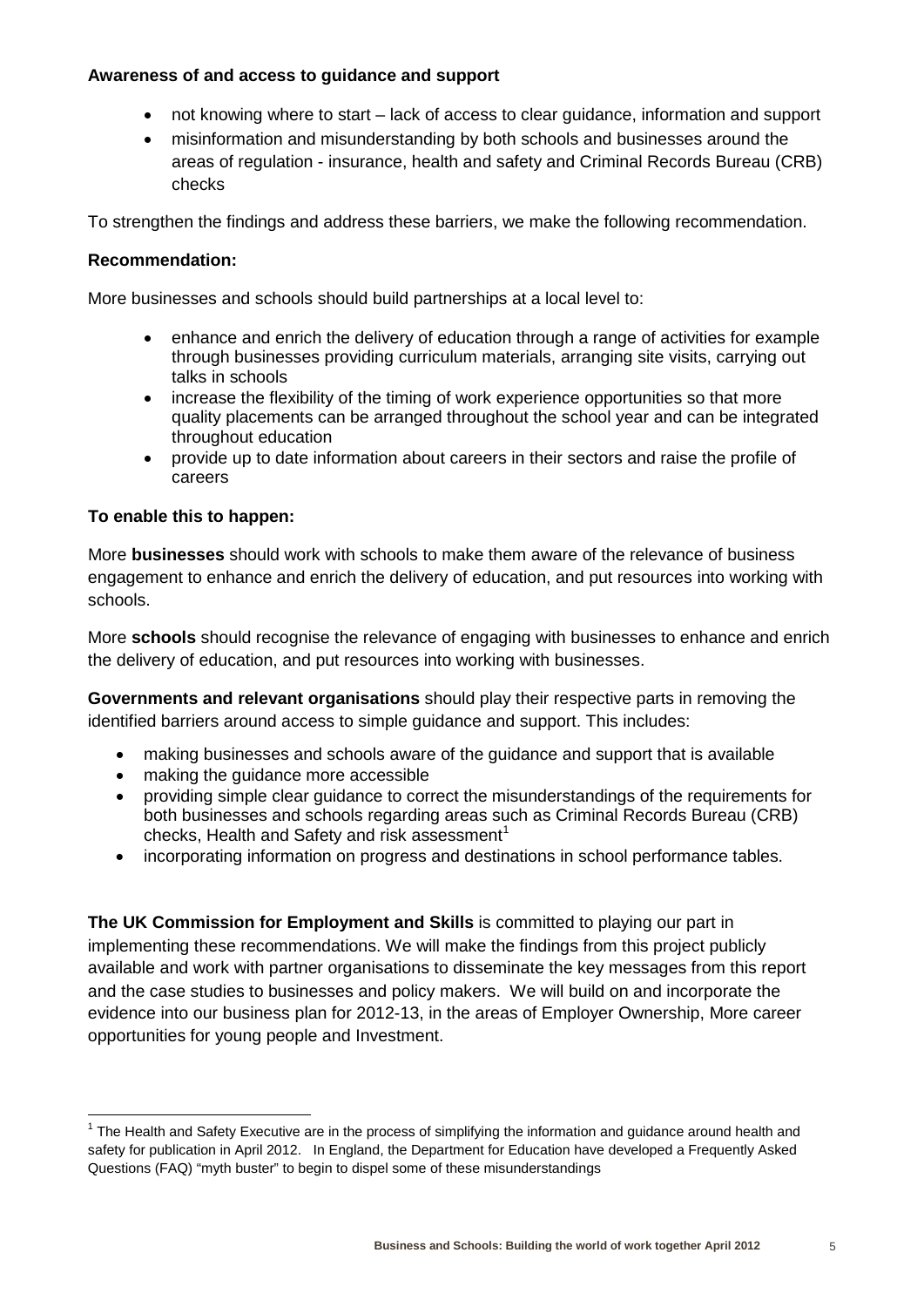**Awareness of and access to guidance and support**

- not knowing where to start – lack of access to clear guidance, information and support
- misinformation and misunderstanding by both schools and businesses around the areas of regulation - insurance, health and safety and Criminal Records Bureau (CRB) checks

To strengthen the findings and address these barriers, we make the following recommendation.

**Recommendation:**

More businesses and schools should build partnerships at a local level to:

- enhance and enrich the delivery of education through a range of activities for example through businesses providing curriculum materials, arranging site visits, carrying out talks in schools
- increase the flexibility of the timing of work experience opportunities so that more quality placements can be arranged throughout the school year and can be integrated throughout education
- provide up to date information about careers in their sectors and raise the profile of careers

**To enable this to happen:**

More **businesses** should work with schools to make them aware of the relevance of business engagement to enhance and enrich the delivery of education, and put resources into working with schools.

More **schools** should recognise the relevance of engaging with businesses to enhance and enrich the delivery of education, and put resources into working with businesses.

**Governments and relevant organisations** should play their respective parts in removing the identified barriers around access to simple guidance and support. This includes:

- making businesses and schools aware of the guidance and support that is available
- making the guidance more accessible
- providing simple clear guidance to correct the misunderstandings of the requirements for both businesses and schools regarding areas such as Criminal Records Bureau (CRB) checks, Health and Safety and risk assessment[1]
- incorporating information on progress and destinations in school performance tables.

**The UK Commission for Employment and Skills** is committed to playing our part in implementing these recommendations. We will make the findings from this project publicly available and work with partner organisations to disseminate the key messages from this report and the case studies to businesses and policy makers. We will build on and incorporate the evidence into our business plan for 2012-13, in the areas of Employer Ownership, More career opportunities for young people and Investment.

[1] The Health and Safety Executive are in the process of simplifying the information and guidance around health and safety for publication in April 2012. In England, the Department for Education have developed a Frequently Asked Questions (FAQ) "myth buster" to begin to dispel some of these misunderstandings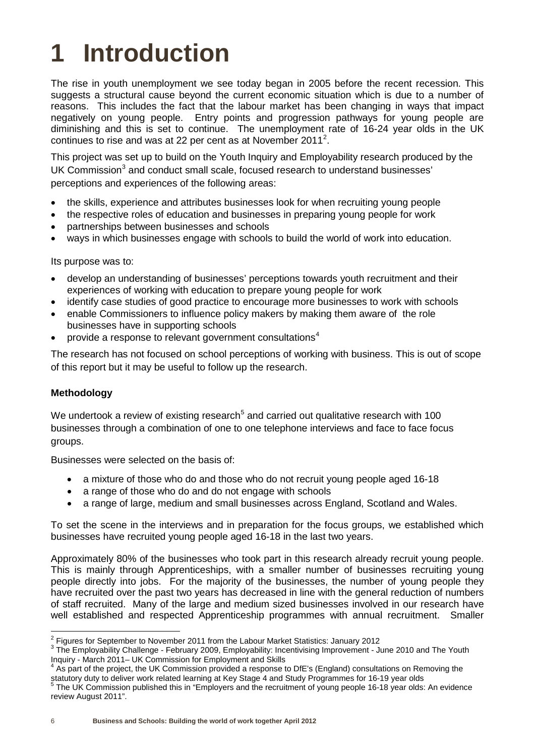# 1 Introduction

The rise in youth unemployment we see today began in 2005 before the recent recession. This suggests a structural cause beyond the current economic situation which is due to a number of reasons. This includes the fact that the labour market has been changing in ways that impact negatively on young people. Entry points and progression pathways for young people are diminishing and this is set to continue. The unemployment rate of 16-24 year olds in the UK continues to rise and was at 22 per cent as at November 2011[2].

This project was set up to build on the Youth Inquiry and Employability research produced by the UK Commission[3] and conduct small scale, focused research to understand businesses' perceptions and experiences of the following areas:

- the skills, experience and attributes businesses look for when recruiting young people
- the respective roles of education and businesses in preparing young people for work
- partnerships between businesses and schools
- ways in which businesses engage with schools to build the world of work into education.

Its purpose was to:

- develop an understanding of businesses' perceptions towards youth recruitment and their experiences of working with education to prepare young people for work
- identify case studies of good practice to encourage more businesses to work with schools
- enable Commissioners to influence policy makers by making them aware of the role businesses have in supporting schools
- provide a response to relevant government consultations[4]

The research has not focused on school perceptions of working with business. This is out of scope of this report but it may be useful to follow up the research.

**Methodology**

We undertook a review of existing research[5] and carried out qualitative research with 100 businesses through a combination of one to one telephone interviews and face to face focus groups.

Businesses were selected on the basis of:

- a mixture of those who do and those who do not recruit young people aged 16-18
- a range of those who do and do not engage with schools
- a range of large, medium and small businesses across England, Scotland and Wales.

To set the scene in the interviews and in preparation for the focus groups, we established which businesses have recruited young people aged 16-18 in the last two years.

Approximately 80% of the businesses who took part in this research already recruit young people. This is mainly through Apprenticeships, with a smaller number of businesses recruiting young people directly into jobs. For the majority of the businesses, the number of young people they have recruited over the past two years has decreased in line with the general reduction of numbers of staff recruited. Many of the large and medium sized businesses involved in our research have well established and respected Apprenticeship programmes with annual recruitment. Smaller

---

[2] Figures for September to November 2011 from the Labour Market Statistics: January 2012

[3] The Employability Challenge - February 2009, Employability: Incentivising Improvement - June 2010 and The Youth Inquiry - March 2011– UK Commission for Employment and Skills

[4] As part of the project, the UK Commission provided a response to DfE's (England) consultations on Removing the statutory duty to deliver work related learning at Key Stage 4 and Study Programmes for 16-19 year olds

[5] The UK Commission published this in "Employers and the recruitment of young people 16-18 year olds: An evidence review August 2011".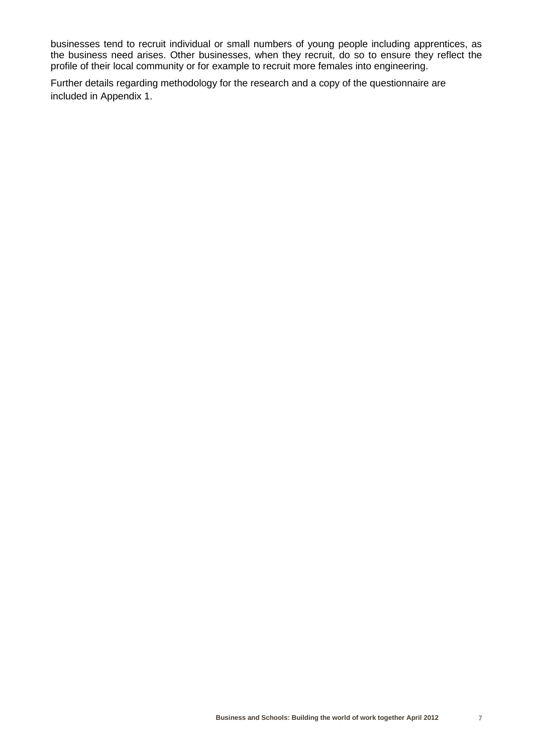businesses tend to recruit individual or small numbers of young people including apprentices, as the business need arises. Other businesses, when they recruit, do so to ensure they reflect the profile of their local community or for example to recruit more females into engineering.

Further details regarding methodology for the research and a copy of the questionnaire are included in Appendix 1.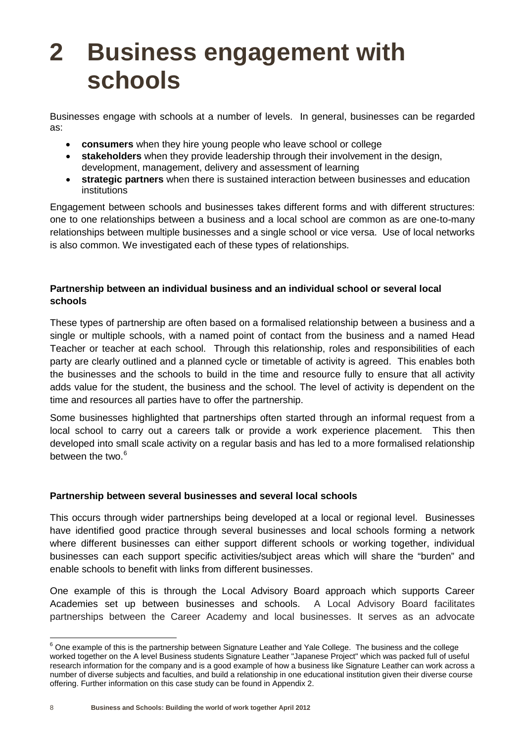# 2 Business engagement with schools

Businesses engage with schools at a number of levels. In general, businesses can be regarded as:

- **consumers** when they hire young people who leave school or college
- **stakeholders** when they provide leadership through their involvement in the design, development, management, delivery and assessment of learning
- **strategic partners** when there is sustained interaction between businesses and education institutions

Engagement between schools and businesses takes different forms and with different structures: one to one relationships between a business and a local school are common as are one-to-many relationships between multiple businesses and a single school or vice versa. Use of local networks is also common. We investigated each of these types of relationships.

**Partnership between an individual business and an individual school or several local schools**

These types of partnership are often based on a formalised relationship between a business and a single or multiple schools, with a named point of contact from the business and a named Head Teacher or teacher at each school. Through this relationship, roles and responsibilities of each party are clearly outlined and a planned cycle or timetable of activity is agreed. This enables both the businesses and the schools to build in the time and resource fully to ensure that all activity adds value for the student, the business and the school. The level of activity is dependent on the time and resources all parties have to offer the partnership.

Some businesses highlighted that partnerships often started through an informal request from a local school to carry out a careers talk or provide a work experience placement. This then developed into small scale activity on a regular basis and has led to a more formalised relationship between the two.[6]

**Partnership between several businesses and several local schools**

This occurs through wider partnerships being developed at a local or regional level. Businesses have identified good practice through several businesses and local schools forming a network where different businesses can either support different schools or working together, individual businesses can each support specific activities/subject areas which will share the "burden" and enable schools to benefit with links from different businesses.

One example of this is through the Local Advisory Board approach which supports Career Academies set up between businesses and schools. A Local Advisory Board facilitates partnerships between the Career Academy and local businesses. It serves as an advocate

[6] One example of this is the partnership between Signature Leather and Yale College. The business and the college worked together on the A level Business students Signature Leather "Japanese Project" which was packed full of useful research information for the company and is a good example of how a business like Signature Leather can work across a number of diverse subjects and faculties, and build a relationship in one educational institution given their diverse course offering. Further information on this case study can be found in Appendix 2.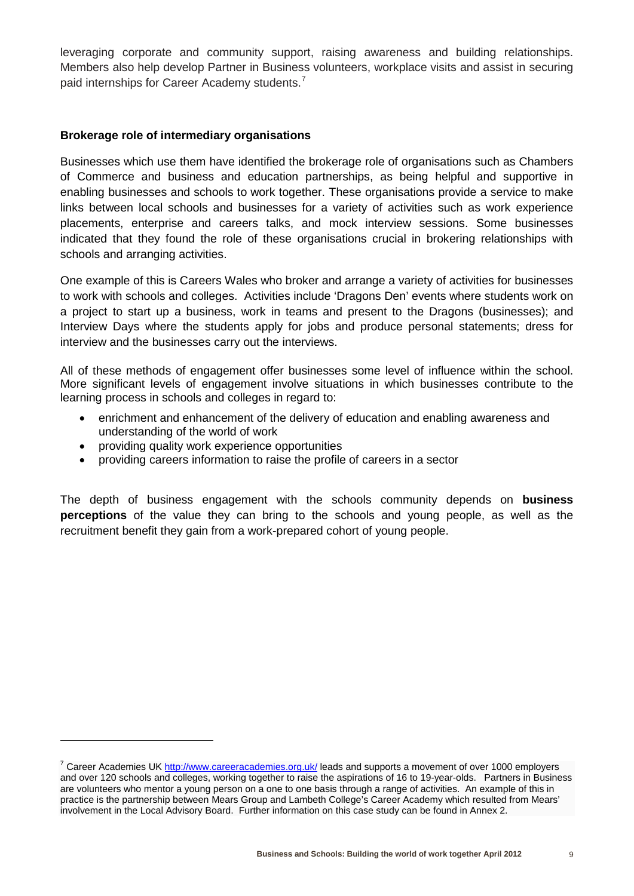leveraging corporate and community support, raising awareness and building relationships. Members also help develop Partner in Business volunteers, workplace visits and assist in securing paid internships for Career Academy students.[7]

**Brokerage role of intermediary organisations**

Businesses which use them have identified the brokerage role of organisations such as Chambers of Commerce and business and education partnerships, as being helpful and supportive in enabling businesses and schools to work together. These organisations provide a service to make links between local schools and businesses for a variety of activities such as work experience placements, enterprise and careers talks, and mock interview sessions. Some businesses indicated that they found the role of these organisations crucial in brokering relationships with schools and arranging activities.

One example of this is Careers Wales who broker and arrange a variety of activities for businesses to work with schools and colleges. Activities include 'Dragons Den' events where students work on a project to start up a business, work in teams and present to the Dragons (businesses); and Interview Days where the students apply for jobs and produce personal statements; dress for interview and the businesses carry out the interviews.

All of these methods of engagement offer businesses some level of influence within the school. More significant levels of engagement involve situations in which businesses contribute to the learning process in schools and colleges in regard to:

- enrichment and enhancement of the delivery of education and enabling awareness and understanding of the world of work
- providing quality work experience opportunities
- providing careers information to raise the profile of careers in a sector

The depth of business engagement with the schools community depends on **business perceptions** of the value they can bring to the schools and young people, as well as the recruitment benefit they gain from a work-prepared cohort of young people.

[7] Career Academies UK http://www.careeracademies.org.uk/ leads and supports a movement of over 1000 employers and over 120 schools and colleges, working together to raise the aspirations of 16 to 19-year-olds. Partners in Business are volunteers who mentor a young person on a one to one basis through a range of activities. An example of this in practice is the partnership between Mears Group and Lambeth College's Career Academy which resulted from Mears' involvement in the Local Advisory Board. Further information on this case study can be found in Annex 2.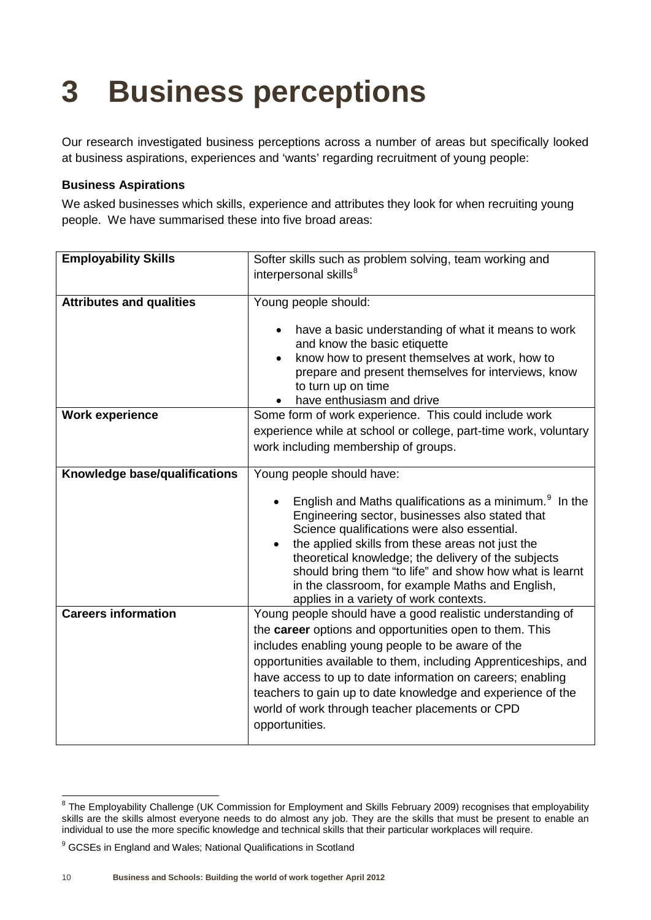# 3 Business perceptions

Our research investigated business perceptions across a number of areas but specifically looked at business aspirations, experiences and 'wants' regarding recruitment of young people:

**Business Aspirations**

We asked businesses which skills, experience and attributes they look for when recruiting young people. We have summarised these into five broad areas:

| **Employability Skills** | Softer skills such as problem solving, team working and interpersonal skills[8] |
|---|---|
| **Attributes and qualities** | Young people should:<br>• have a basic understanding of what it means to work and know the basic etiquette<br>• know how to present themselves at work, how to prepare and present themselves for interviews, know to turn up on time<br>• have enthusiasm and drive |
| **Work experience** | Some form of work experience. This could include work experience while at school or college, part-time work, voluntary work including membership of groups. |
| **Knowledge base/qualifications** | Young people should have:<br>• English and Maths qualifications as a minimum.[9] In the Engineering sector, businesses also stated that Science qualifications were also essential.<br>• the applied skills from these areas not just the theoretical knowledge; the delivery of the subjects should bring them "to life" and show how what is learnt in the classroom, for example Maths and English, applies in a variety of work contexts. |
| **Careers information** | Young people should have a good realistic understanding of the **career** options and opportunities open to them. This includes enabling young people to be aware of the opportunities available to them, including Apprenticeships, and have access to up to date information on careers; enabling teachers to gain up to date knowledge and experience of the world of work through teacher placements or CPD opportunities. |

[8] The Employability Challenge (UK Commission for Employment and Skills February 2009) recognises that employability skills are the skills almost everyone needs to do almost any job. They are the skills that must be present to enable an individual to use the more specific knowledge and technical skills that their particular workplaces will require.

[9] GCSEs in England and Wales; National Qualifications in Scotland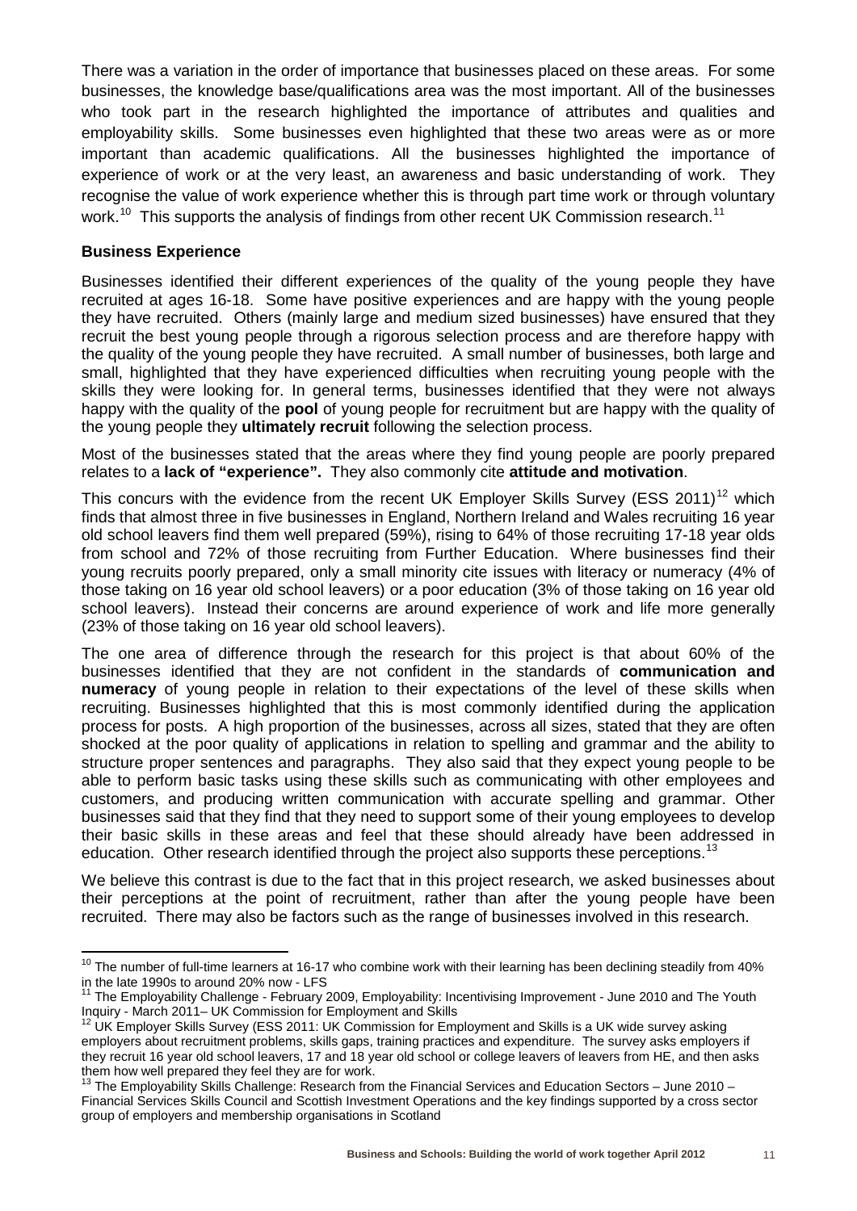There was a variation in the order of importance that businesses placed on these areas. For some businesses, the knowledge base/qualifications area was the most important. All of the businesses who took part in the research highlighted the importance of attributes and qualities and employability skills. Some businesses even highlighted that these two areas were as or more important than academic qualifications. All the businesses highlighted the importance of experience of work or at the very least, an awareness and basic understanding of work. They recognise the value of work experience whether this is through part time work or through voluntary work.[10] This supports the analysis of findings from other recent UK Commission research.[11]

**Business Experience**

Businesses identified their different experiences of the quality of the young people they have recruited at ages 16-18. Some have positive experiences and are happy with the young people they have recruited. Others (mainly large and medium sized businesses) have ensured that they recruit the best young people through a rigorous selection process and are therefore happy with the quality of the young people they have recruited. A small number of businesses, both large and small, highlighted that they have experienced difficulties when recruiting young people with the skills they were looking for. In general terms, businesses identified that they were not always happy with the quality of the **pool** of young people for recruitment but are happy with the quality of the young people they **ultimately recruit** following the selection process.

Most of the businesses stated that the areas where they find young people are poorly prepared relates to a **lack of "experience".** They also commonly cite **attitude and motivation**.

This concurs with the evidence from the recent UK Employer Skills Survey (ESS 2011)[12] which finds that almost three in five businesses in England, Northern Ireland and Wales recruiting 16 year old school leavers find them well prepared (59%), rising to 64% of those recruiting 17-18 year olds from school and 72% of those recruiting from Further Education. Where businesses find their young recruits poorly prepared, only a small minority cite issues with literacy or numeracy (4% of those taking on 16 year old school leavers) or a poor education (3% of those taking on 16 year old school leavers). Instead their concerns are around experience of work and life more generally (23% of those taking on 16 year old school leavers).

The one area of difference through the research for this project is that about 60% of the businesses identified that they are not confident in the standards of **communication and numeracy** of young people in relation to their expectations of the level of these skills when recruiting. Businesses highlighted that this is most commonly identified during the application process for posts. A high proportion of the businesses, across all sizes, stated that they are often shocked at the poor quality of applications in relation to spelling and grammar and the ability to structure proper sentences and paragraphs. They also said that they expect young people to be able to perform basic tasks using these skills such as communicating with other employees and customers, and producing written communication with accurate spelling and grammar. Other businesses said that they find that they need to support some of their young employees to develop their basic skills in these areas and feel that these should already have been addressed in education. Other research identified through the project also supports these perceptions.[13]

We believe this contrast is due to the fact that in this project research, we asked businesses about their perceptions at the point of recruitment, rather than after the young people have been recruited. There may also be factors such as the range of businesses involved in this research.

---

[10] The number of full-time learners at 16-17 who combine work with their learning has been declining steadily from 40% in the late 1990s to around 20% now - LFS

[11] The Employability Challenge - February 2009, Employability: Incentivising Improvement - June 2010 and The Youth Inquiry - March 2011– UK Commission for Employment and Skills

[12] UK Employer Skills Survey (ESS 2011: UK Commission for Employment and Skills is a UK wide survey asking employers about recruitment problems, skills gaps, training practices and expenditure. The survey asks employers if they recruit 16 year old school leavers, 17 and 18 year old school or college leavers of leavers from HE, and then asks them how well prepared they feel they are for work.

[13] The Employability Skills Challenge: Research from the Financial Services and Education Sectors – June 2010 – Financial Services Skills Council and Scottish Investment Operations and the key findings supported by a cross sector group of employers and membership organisations in Scotland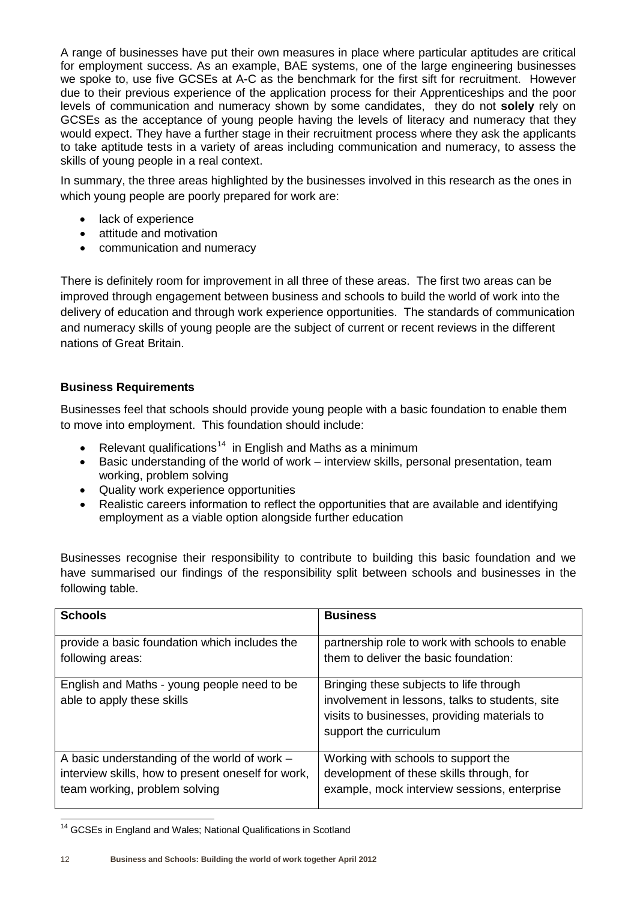A range of businesses have put their own measures in place where particular aptitudes are critical for employment success. As an example, BAE systems, one of the large engineering businesses we spoke to, use five GCSEs at A-C as the benchmark for the first sift for recruitment. However due to their previous experience of the application process for their Apprenticeships and the poor levels of communication and numeracy shown by some candidates, they do not **solely** rely on GCSEs as the acceptance of young people having the levels of literacy and numeracy that they would expect. They have a further stage in their recruitment process where they ask the applicants to take aptitude tests in a variety of areas including communication and numeracy, to assess the skills of young people in a real context.

In summary, the three areas highlighted by the businesses involved in this research as the ones in which young people are poorly prepared for work are:

- lack of experience
- attitude and motivation
- communication and numeracy

There is definitely room for improvement in all three of these areas. The first two areas can be improved through engagement between business and schools to build the world of work into the delivery of education and through work experience opportunities. The standards of communication and numeracy skills of young people are the subject of current or recent reviews in the different nations of Great Britain.

**Business Requirements**

Businesses feel that schools should provide young people with a basic foundation to enable them to move into employment. This foundation should include:

- Relevant qualifications[14] in English and Maths as a minimum
- Basic understanding of the world of work – interview skills, personal presentation, team working, problem solving
- Quality work experience opportunities
- Realistic careers information to reflect the opportunities that are available and identifying employment as a viable option alongside further education

Businesses recognise their responsibility to contribute to building this basic foundation and we have summarised our findings of the responsibility split between schools and businesses in the following table.

| Schools | Business |
| --- | --- |
| provide a basic foundation which includes the following areas: | partnership role to work with schools to enable them to deliver the basic foundation: |
| English and Maths - young people need to be able to apply these skills | Bringing these subjects to life through involvement in lessons, talks to students, site visits to businesses, providing materials to support the curriculum |
| A basic understanding of the world of work – interview skills, how to present oneself for work, team working, problem solving | Working with schools to support the development of these skills through, for example, mock interview sessions, enterprise |

[14] GCSEs in England and Wales; National Qualifications in Scotland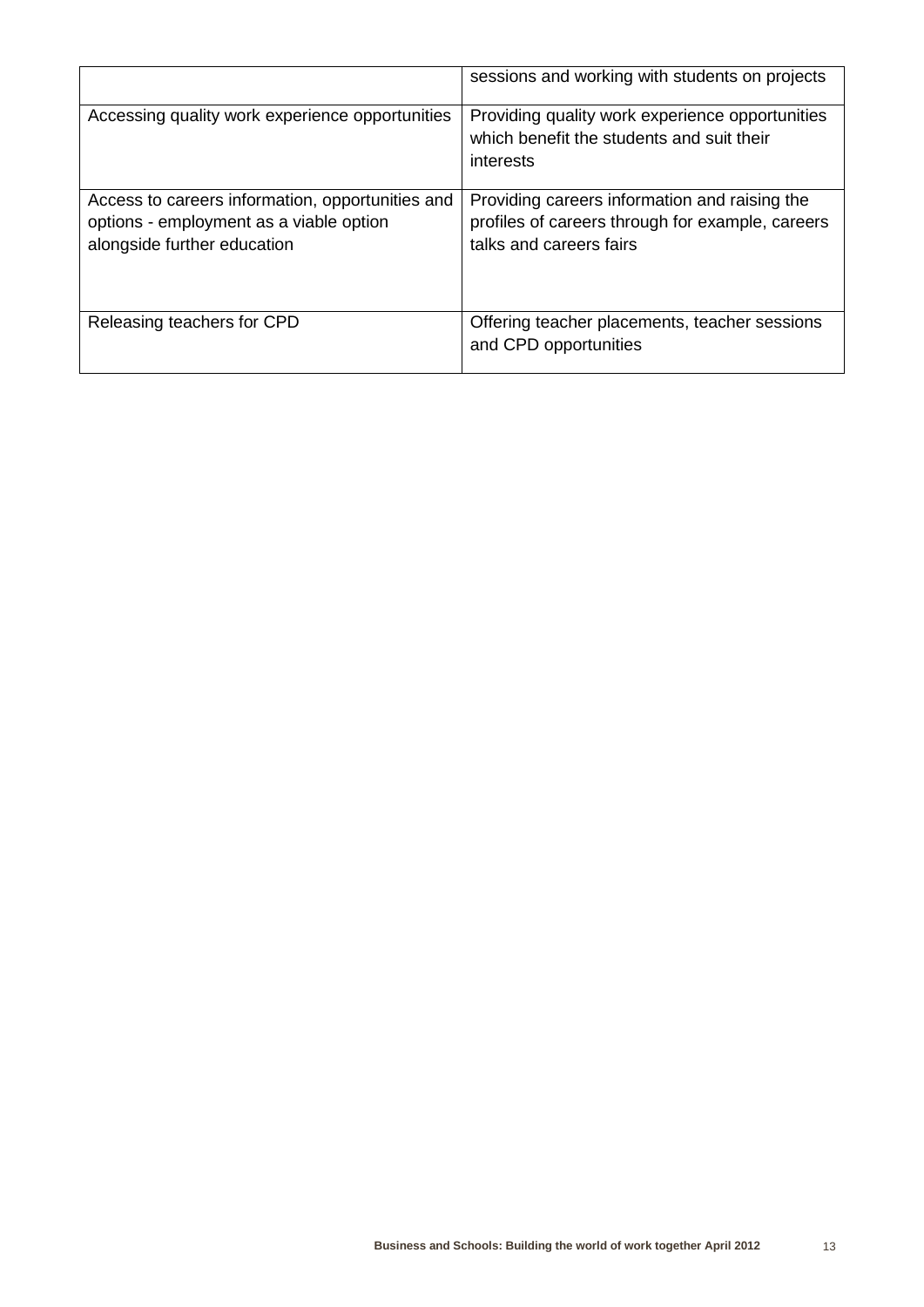| | |
|---|---|
| | sessions and working with students on projects |
| Accessing quality work experience opportunities | Providing quality work experience opportunities which benefit the students and suit their interests |
| Access to careers information, opportunities and options - employment as a viable option alongside further education | Providing careers information and raising the profiles of careers through for example, careers talks and careers fairs |
| Releasing teachers for CPD | Offering teacher placements, teacher sessions and CPD opportunities |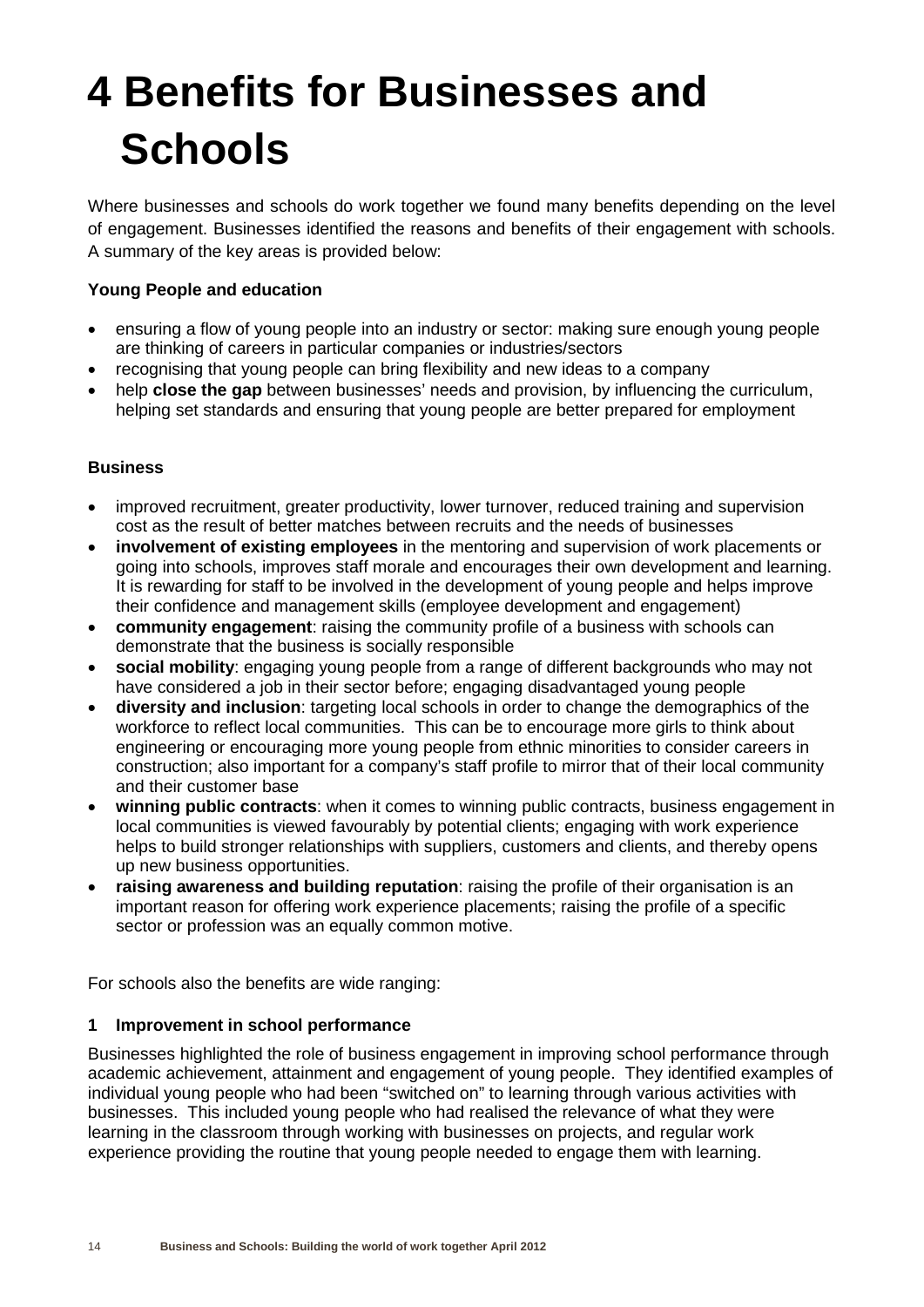# 4 Benefits for Businesses and Schools

Where businesses and schools do work together we found many benefits depending on the level of engagement. Businesses identified the reasons and benefits of their engagement with schools. A summary of the key areas is provided below:

**Young People and education**

- ensuring a flow of young people into an industry or sector: making sure enough young people are thinking of careers in particular companies or industries/sectors
- recognising that young people can bring flexibility and new ideas to a company
- help **close the gap** between businesses' needs and provision, by influencing the curriculum, helping set standards and ensuring that young people are better prepared for employment

**Business**

- improved recruitment, greater productivity, lower turnover, reduced training and supervision cost as the result of better matches between recruits and the needs of businesses
- **involvement of existing employees** in the mentoring and supervision of work placements or going into schools, improves staff morale and encourages their own development and learning. It is rewarding for staff to be involved in the development of young people and helps improve their confidence and management skills (employee development and engagement)
- **community engagement**: raising the community profile of a business with schools can demonstrate that the business is socially responsible
- **social mobility**: engaging young people from a range of different backgrounds who may not have considered a job in their sector before; engaging disadvantaged young people
- **diversity and inclusion**: targeting local schools in order to change the demographics of the workforce to reflect local communities. This can be to encourage more girls to think about engineering or encouraging more young people from ethnic minorities to consider careers in construction; also important for a company's staff profile to mirror that of their local community and their customer base
- **winning public contracts**: when it comes to winning public contracts, business engagement in local communities is viewed favourably by potential clients; engaging with work experience helps to build stronger relationships with suppliers, customers and clients, and thereby opens up new business opportunities.
- **raising awareness and building reputation**: raising the profile of their organisation is an important reason for offering work experience placements; raising the profile of a specific sector or profession was an equally common motive.

For schools also the benefits are wide ranging:

**1 Improvement in school performance**

Businesses highlighted the role of business engagement in improving school performance through academic achievement, attainment and engagement of young people. They identified examples of individual young people who had been "switched on" to learning through various activities with businesses. This included young people who had realised the relevance of what they were learning in the classroom through working with businesses on projects, and regular work experience providing the routine that young people needed to engage them with learning.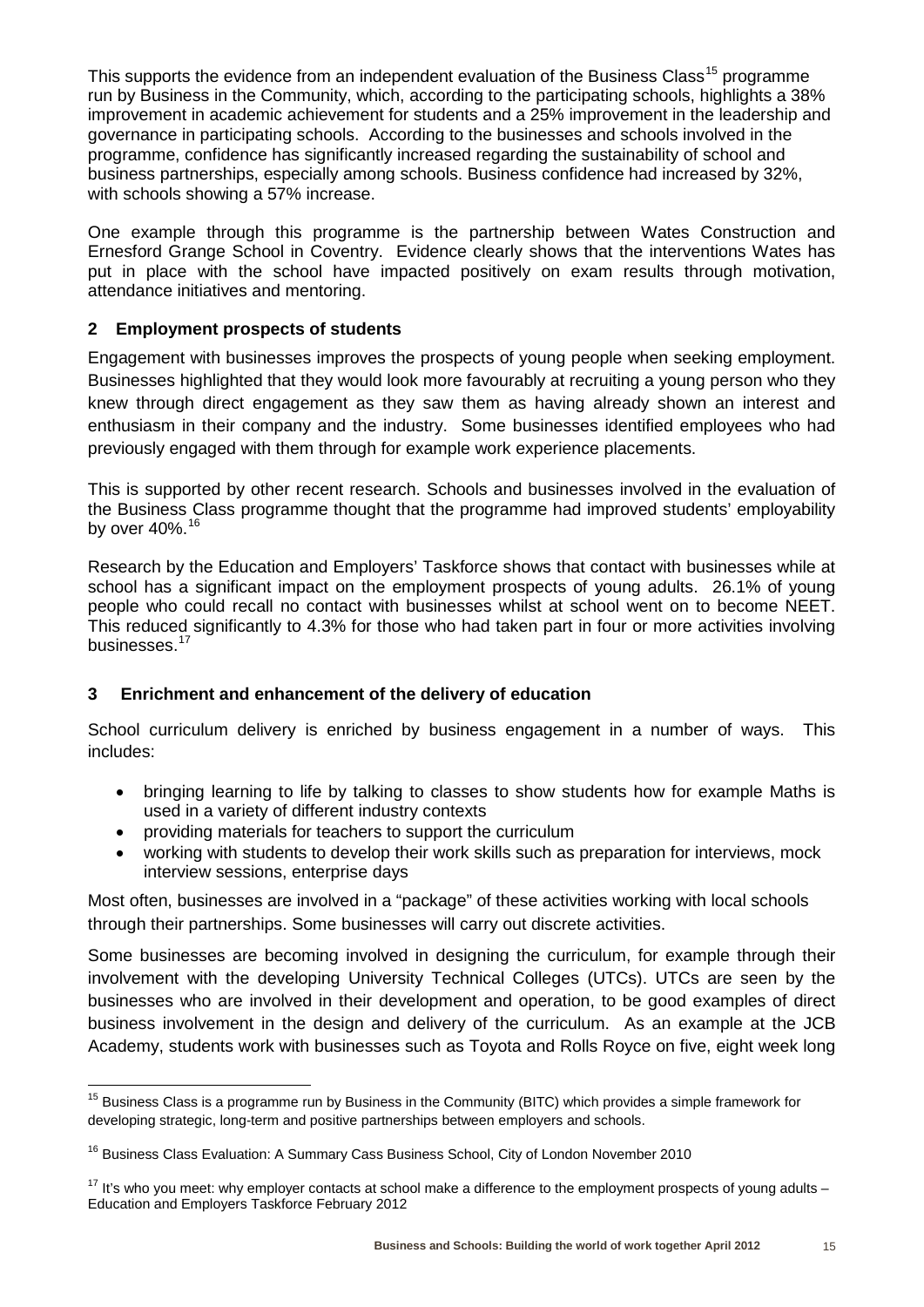This supports the evidence from an independent evaluation of the Business Class[15] programme run by Business in the Community, which, according to the participating schools, highlights a 38% improvement in academic achievement for students and a 25% improvement in the leadership and governance in participating schools. According to the businesses and schools involved in the programme, confidence has significantly increased regarding the sustainability of school and business partnerships, especially among schools. Business confidence had increased by 32%, with schools showing a 57% increase.

One example through this programme is the partnership between Wates Construction and Ernesford Grange School in Coventry. Evidence clearly shows that the interventions Wates has put in place with the school have impacted positively on exam results through motivation, attendance initiatives and mentoring.

## 2 Employment prospects of students

Engagement with businesses improves the prospects of young people when seeking employment. Businesses highlighted that they would look more favourably at recruiting a young person who they knew through direct engagement as they saw them as having already shown an interest and enthusiasm in their company and the industry. Some businesses identified employees who had previously engaged with them through for example work experience placements.

This is supported by other recent research. Schools and businesses involved in the evaluation of the Business Class programme thought that the programme had improved students' employability by over 40%.[16]

Research by the Education and Employers' Taskforce shows that contact with businesses while at school has a significant impact on the employment prospects of young adults. 26.1% of young people who could recall no contact with businesses whilst at school went on to become NEET. This reduced significantly to 4.3% for those who had taken part in four or more activities involving businesses.[17]

## 3 Enrichment and enhancement of the delivery of education

School curriculum delivery is enriched by business engagement in a number of ways. This includes:

- bringing learning to life by talking to classes to show students how for example Maths is used in a variety of different industry contexts
- providing materials for teachers to support the curriculum
- working with students to develop their work skills such as preparation for interviews, mock interview sessions, enterprise days

Most often, businesses are involved in a "package" of these activities working with local schools through their partnerships. Some businesses will carry out discrete activities.

Some businesses are becoming involved in designing the curriculum, for example through their involvement with the developing University Technical Colleges (UTCs). UTCs are seen by the businesses who are involved in their development and operation, to be good examples of direct business involvement in the design and delivery of the curriculum. As an example at the JCB Academy, students work with businesses such as Toyota and Rolls Royce on five, eight week long

---

[15] Business Class is a programme run by Business in the Community (BITC) which provides a simple framework for developing strategic, long-term and positive partnerships between employers and schools.

[16] Business Class Evaluation: A Summary Cass Business School, City of London November 2010

[17] It's who you meet: why employer contacts at school make a difference to the employment prospects of young adults – Education and Employers Taskforce February 2012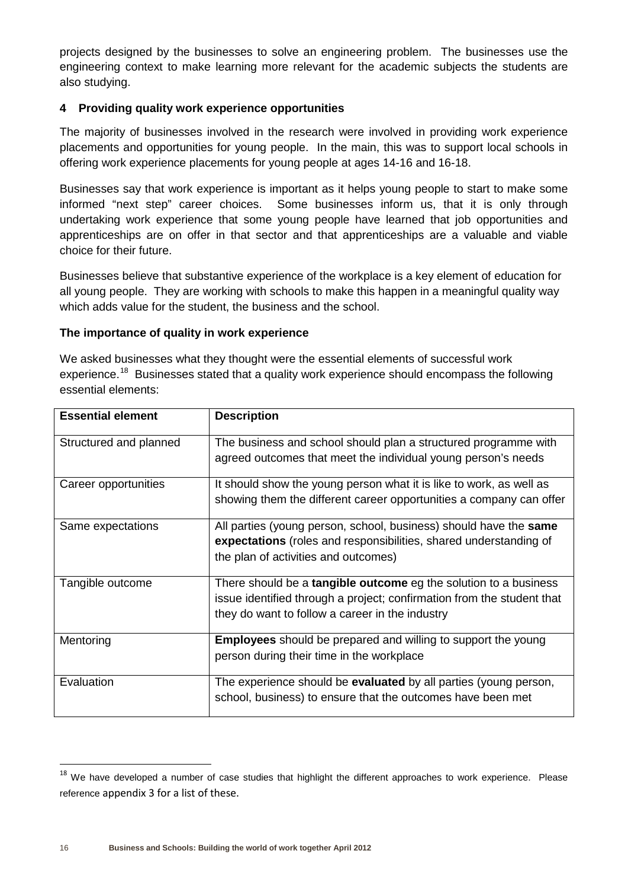projects designed by the businesses to solve an engineering problem. The businesses use the engineering context to make learning more relevant for the academic subjects the students are also studying.

### 4 Providing quality work experience opportunities

The majority of businesses involved in the research were involved in providing work experience placements and opportunities for young people. In the main, this was to support local schools in offering work experience placements for young people at ages 14-16 and 16-18.

Businesses say that work experience is important as it helps young people to start to make some informed "next step" career choices. Some businesses inform us, that it is only through undertaking work experience that some young people have learned that job opportunities and apprenticeships are on offer in that sector and that apprenticeships are a valuable and viable choice for their future.

Businesses believe that substantive experience of the workplace is a key element of education for all young people. They are working with schools to make this happen in a meaningful quality way which adds value for the student, the business and the school.

#### The importance of quality in work experience

We asked businesses what they thought were the essential elements of successful work experience.[18] Businesses stated that a quality work experience should encompass the following essential elements:

| Essential element | Description |
|---|---|
| Structured and planned | The business and school should plan a structured programme with agreed outcomes that meet the individual young person's needs |
| Career opportunities | It should show the young person what it is like to work, as well as showing them the different career opportunities a company can offer |
| Same expectations | All parties (young person, school, business) should have the **same expectations** (roles and responsibilities, shared understanding of the plan of activities and outcomes) |
| Tangible outcome | There should be a **tangible outcome** eg the solution to a business issue identified through a project; confirmation from the student that they do want to follow a career in the industry |
| Mentoring | **Employees** should be prepared and willing to support the young person during their time in the workplace |
| Evaluation | The experience should be **evaluated** by all parties (young person, school, business) to ensure that the outcomes have been met |

[18] We have developed a number of case studies that highlight the different approaches to work experience. Please reference appendix 3 for a list of these.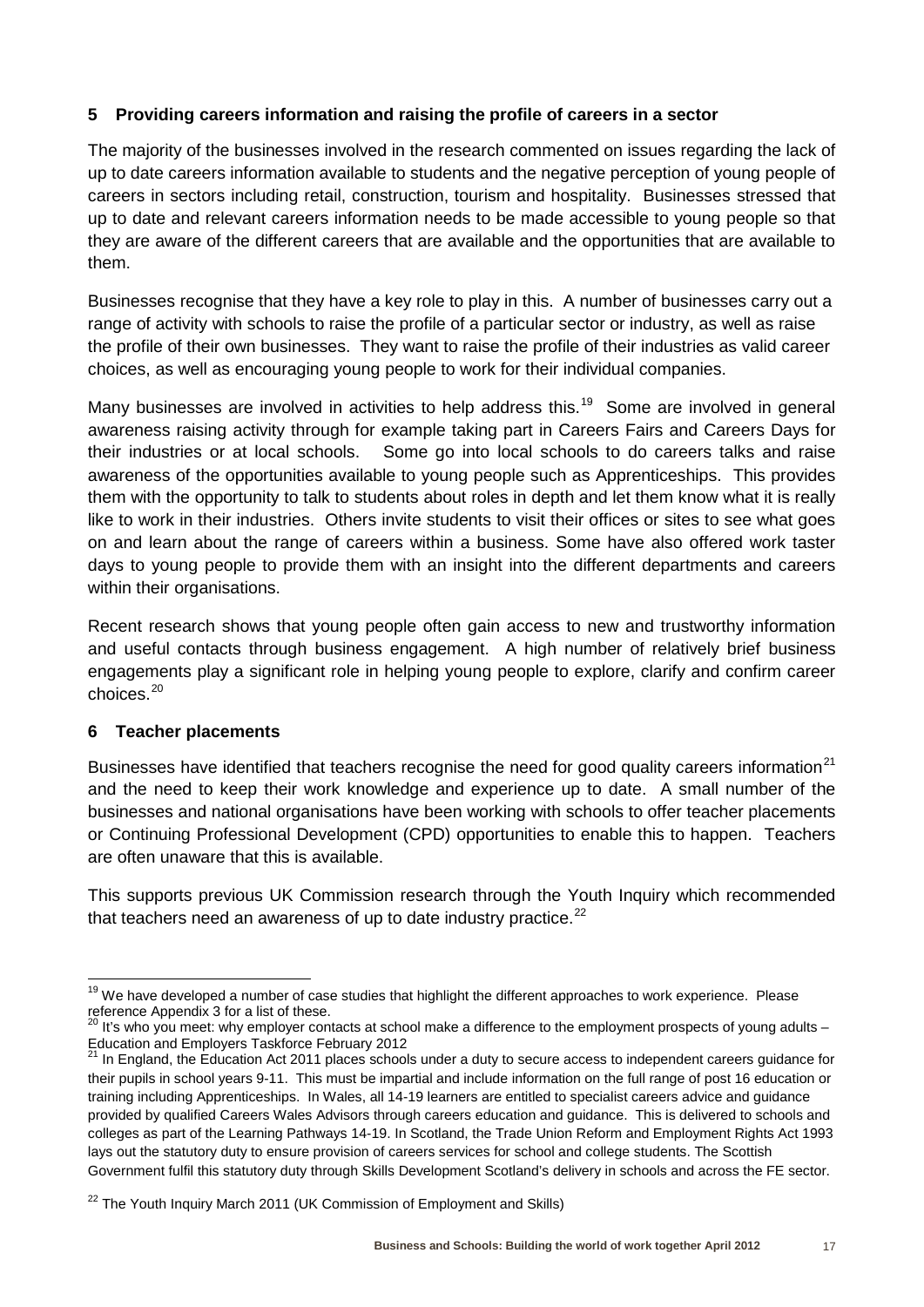## 5 Providing careers information and raising the profile of careers in a sector

The majority of the businesses involved in the research commented on issues regarding the lack of up to date careers information available to students and the negative perception of young people of careers in sectors including retail, construction, tourism and hospitality. Businesses stressed that up to date and relevant careers information needs to be made accessible to young people so that they are aware of the different careers that are available and the opportunities that are available to them.

Businesses recognise that they have a key role to play in this. A number of businesses carry out a range of activity with schools to raise the profile of a particular sector or industry, as well as raise the profile of their own businesses. They want to raise the profile of their industries as valid career choices, as well as encouraging young people to work for their individual companies.

Many businesses are involved in activities to help address this.[19] Some are involved in general awareness raising activity through for example taking part in Careers Fairs and Careers Days for their industries or at local schools. Some go into local schools to do careers talks and raise awareness of the opportunities available to young people such as Apprenticeships. This provides them with the opportunity to talk to students about roles in depth and let them know what it is really like to work in their industries. Others invite students to visit their offices or sites to see what goes on and learn about the range of careers within a business. Some have also offered work taster days to young people to provide them with an insight into the different departments and careers within their organisations.

Recent research shows that young people often gain access to new and trustworthy information and useful contacts through business engagement. A high number of relatively brief business engagements play a significant role in helping young people to explore, clarify and confirm career choices.[20]

## 6 Teacher placements

Businesses have identified that teachers recognise the need for good quality careers information[21] and the need to keep their work knowledge and experience up to date. A small number of the businesses and national organisations have been working with schools to offer teacher placements or Continuing Professional Development (CPD) opportunities to enable this to happen. Teachers are often unaware that this is available.

This supports previous UK Commission research through the Youth Inquiry which recommended that teachers need an awareness of up to date industry practice.[22]

---

[19] We have developed a number of case studies that highlight the different approaches to work experience. Please reference Appendix 3 for a list of these.

[20] It's who you meet: why employer contacts at school make a difference to the employment prospects of young adults – Education and Employers Taskforce February 2012

[21] In England, the Education Act 2011 places schools under a duty to secure access to independent careers guidance for their pupils in school years 9-11. This must be impartial and include information on the full range of post 16 education or training including Apprenticeships. In Wales, all 14-19 learners are entitled to specialist careers advice and guidance provided by qualified Careers Wales Advisors through careers education and guidance. This is delivered to schools and colleges as part of the Learning Pathways 14-19. In Scotland, the Trade Union Reform and Employment Rights Act 1993 lays out the statutory duty to ensure provision of careers services for school and college students. The Scottish Government fulfil this statutory duty through Skills Development Scotland's delivery in schools and across the FE sector.

[22] The Youth Inquiry March 2011 (UK Commission of Employment and Skills)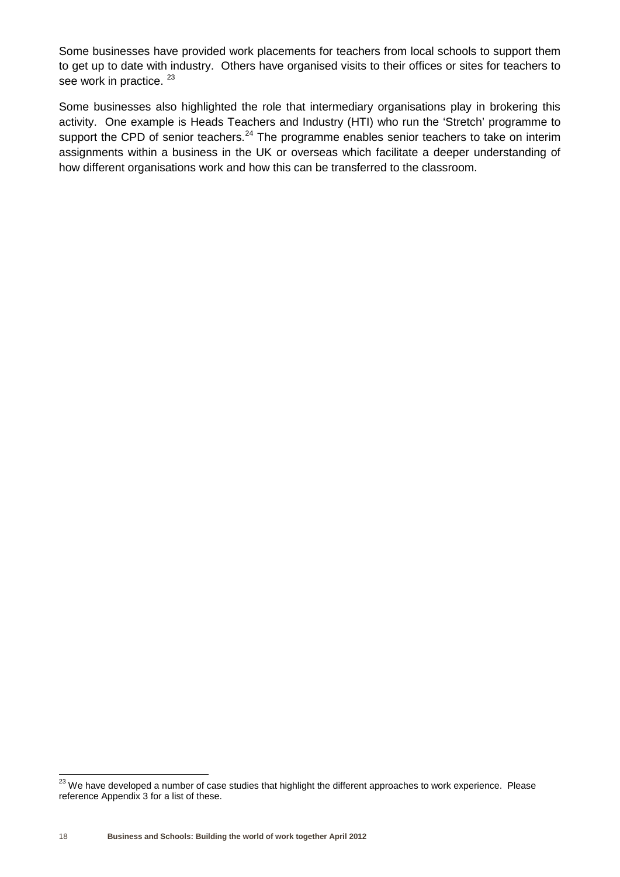Some businesses have provided work placements for teachers from local schools to support them to get up to date with industry. Others have organised visits to their offices or sites for teachers to see work in practice. [23]

Some businesses also highlighted the role that intermediary organisations play in brokering this activity. One example is Heads Teachers and Industry (HTI) who run the 'Stretch' programme to support the CPD of senior teachers.[24] The programme enables senior teachers to take on interim assignments within a business in the UK or overseas which facilitate a deeper understanding of how different organisations work and how this can be transferred to the classroom.

---

[23] We have developed a number of case studies that highlight the different approaches to work experience. Please reference Appendix 3 for a list of these.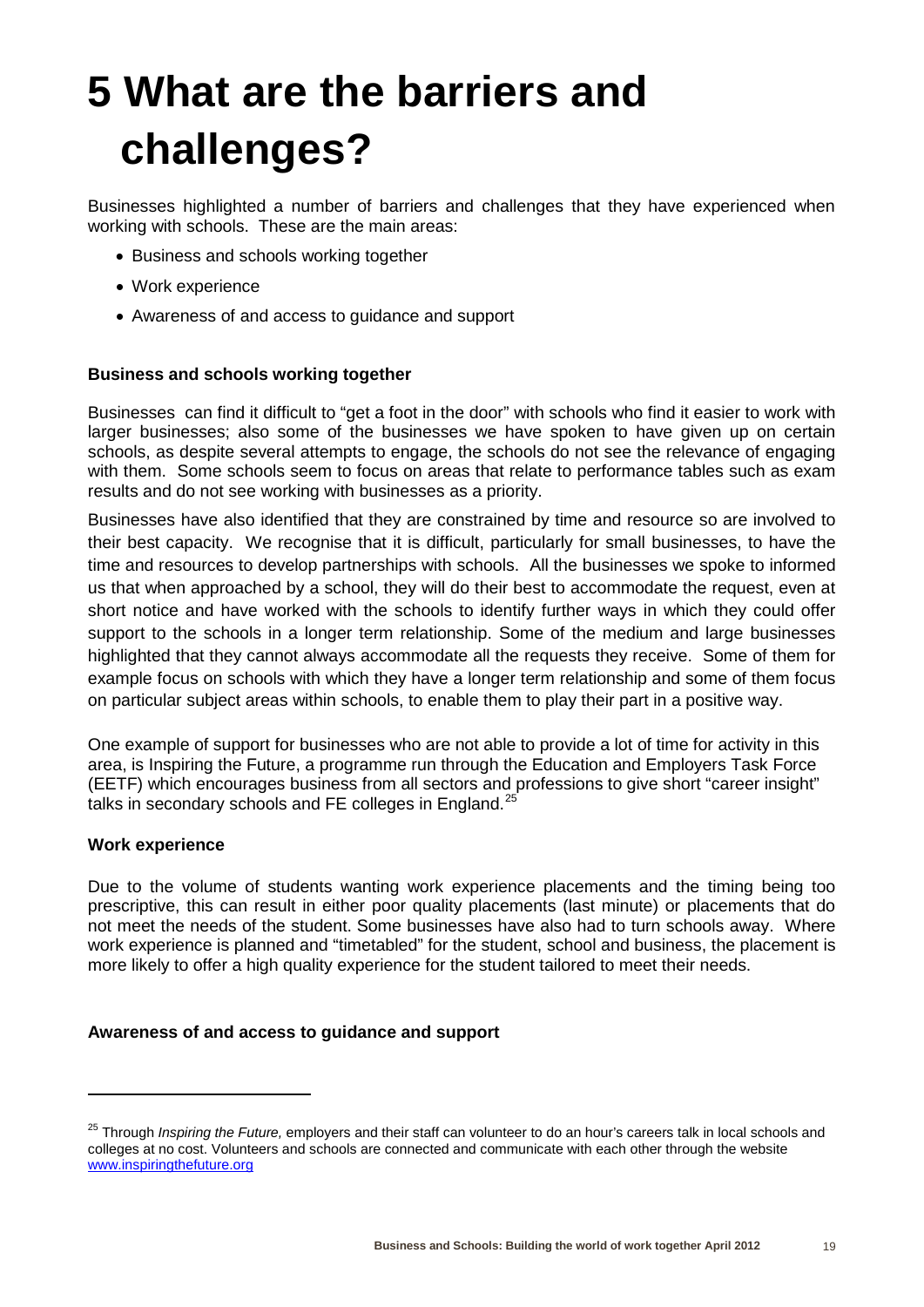# 5 What are the barriers and challenges?

Businesses highlighted a number of barriers and challenges that they have experienced when working with schools. These are the main areas:

- Business and schools working together
- Work experience
- Awareness of and access to guidance and support

**Business and schools working together**

Businesses can find it difficult to "get a foot in the door" with schools who find it easier to work with larger businesses; also some of the businesses we have spoken to have given up on certain schools, as despite several attempts to engage, the schools do not see the relevance of engaging with them. Some schools seem to focus on areas that relate to performance tables such as exam results and do not see working with businesses as a priority.

Businesses have also identified that they are constrained by time and resource so are involved to their best capacity. We recognise that it is difficult, particularly for small businesses, to have the time and resources to develop partnerships with schools. All the businesses we spoke to informed us that when approached by a school, they will do their best to accommodate the request, even at short notice and have worked with the schools to identify further ways in which they could offer support to the schools in a longer term relationship. Some of the medium and large businesses highlighted that they cannot always accommodate all the requests they receive. Some of them for example focus on schools with which they have a longer term relationship and some of them focus on particular subject areas within schools, to enable them to play their part in a positive way.

One example of support for businesses who are not able to provide a lot of time for activity in this area, is Inspiring the Future, a programme run through the Education and Employers Task Force (EETF) which encourages business from all sectors and professions to give short "career insight" talks in secondary schools and FE colleges in England.[25]

**Work experience**

Due to the volume of students wanting work experience placements and the timing being too prescriptive, this can result in either poor quality placements (last minute) or placements that do not meet the needs of the student. Some businesses have also had to turn schools away. Where work experience is planned and "timetabled" for the student, school and business, the placement is more likely to offer a high quality experience for the student tailored to meet their needs.

**Awareness of and access to guidance and support**

---

[25] Through *Inspiring the Future,* employers and their staff can volunteer to do an hour's careers talk in local schools and colleges at no cost. Volunteers and schools are connected and communicate with each other through the website www.inspiringthefuture.org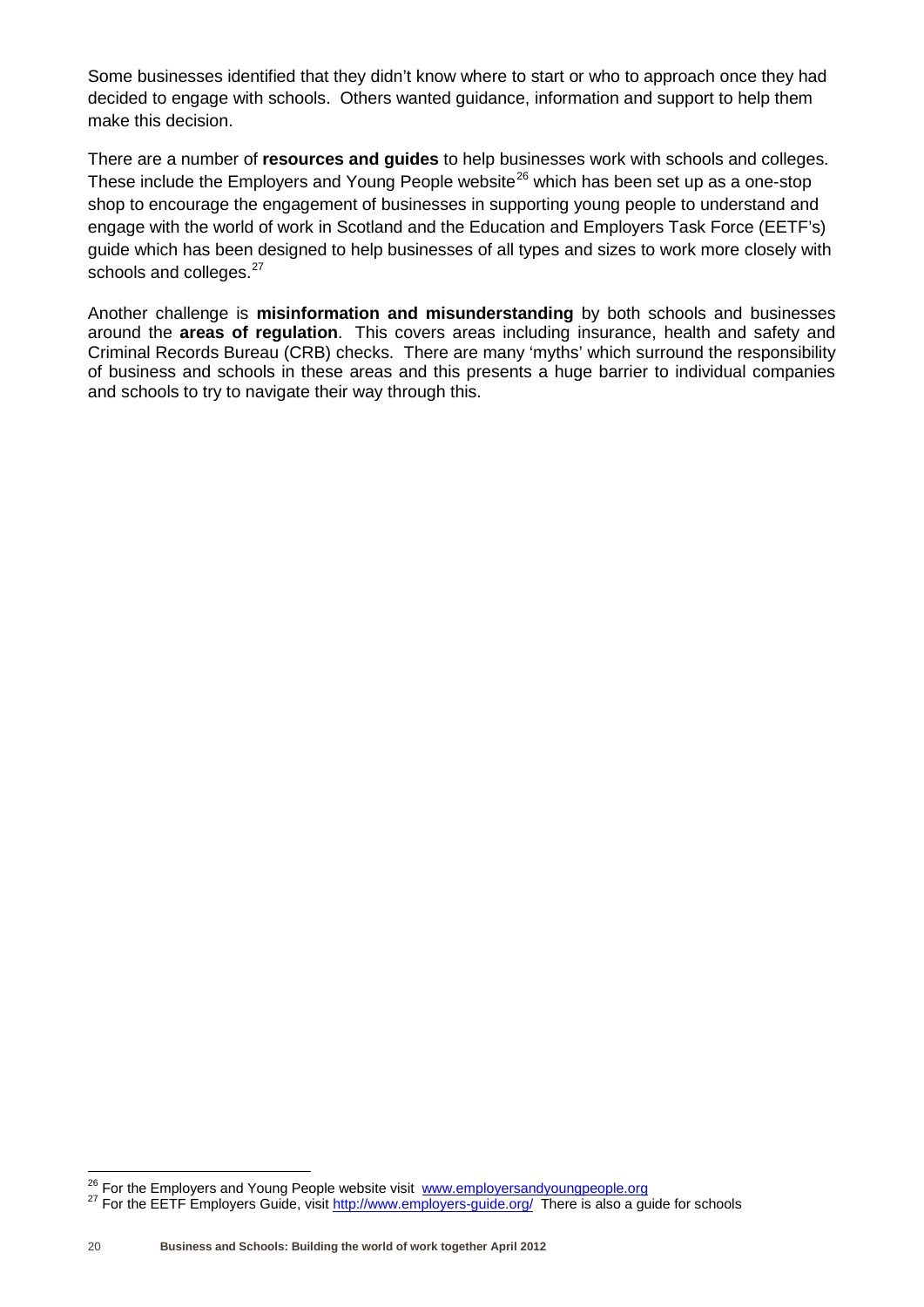Some businesses identified that they didn't know where to start or who to approach once they had decided to engage with schools. Others wanted guidance, information and support to help them make this decision.

There are a number of **resources and guides** to help businesses work with schools and colleges. These include the Employers and Young People website[26] which has been set up as a one-stop shop to encourage the engagement of businesses in supporting young people to understand and engage with the world of work in Scotland and the Education and Employers Task Force (EETF's) guide which has been designed to help businesses of all types and sizes to work more closely with schools and colleges.[27]

Another challenge is **misinformation and misunderstanding** by both schools and businesses around the **areas of regulation**. This covers areas including insurance, health and safety and Criminal Records Bureau (CRB) checks. There are many 'myths' which surround the responsibility of business and schools in these areas and this presents a huge barrier to individual companies and schools to try to navigate their way through this.

---

[26] For the Employers and Young People website visit www.employersandyoungpeople.org

[27] For the EETF Employers Guide, visit http://www.employers-guide.org/ There is also a guide for schools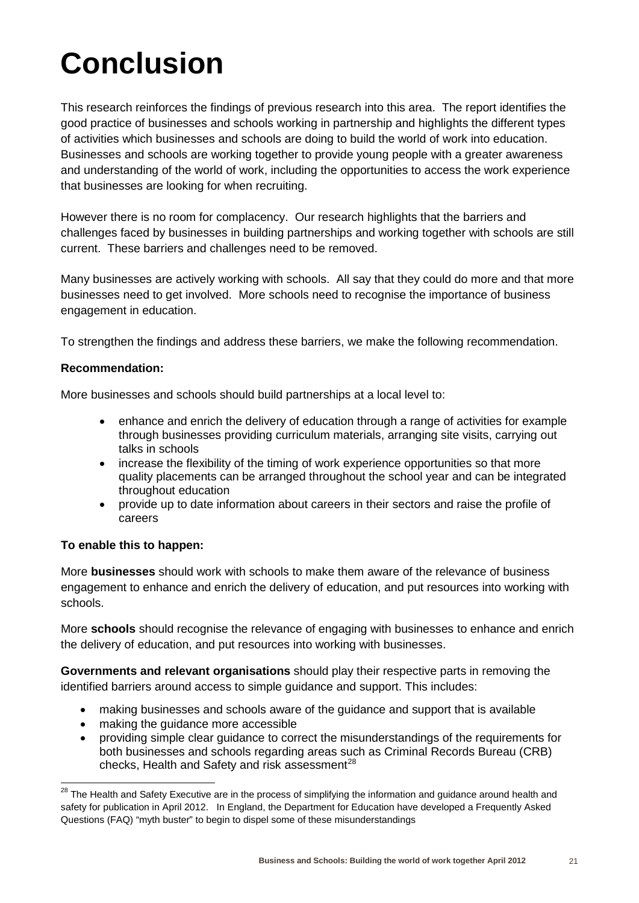# Conclusion

This research reinforces the findings of previous research into this area. The report identifies the good practice of businesses and schools working in partnership and highlights the different types of activities which businesses and schools are doing to build the world of work into education. Businesses and schools are working together to provide young people with a greater awareness and understanding of the world of work, including the opportunities to access the work experience that businesses are looking for when recruiting.

However there is no room for complacency. Our research highlights that the barriers and challenges faced by businesses in building partnerships and working together with schools are still current. These barriers and challenges need to be removed.

Many businesses are actively working with schools. All say that they could do more and that more businesses need to get involved. More schools need to recognise the importance of business engagement in education.

To strengthen the findings and address these barriers, we make the following recommendation.

**Recommendation:**

More businesses and schools should build partnerships at a local level to:

- enhance and enrich the delivery of education through a range of activities for example through businesses providing curriculum materials, arranging site visits, carrying out talks in schools
- increase the flexibility of the timing of work experience opportunities so that more quality placements can be arranged throughout the school year and can be integrated throughout education
- provide up to date information about careers in their sectors and raise the profile of careers

**To enable this to happen:**

More **businesses** should work with schools to make them aware of the relevance of business engagement to enhance and enrich the delivery of education, and put resources into working with schools.

More **schools** should recognise the relevance of engaging with businesses to enhance and enrich the delivery of education, and put resources into working with businesses.

**Governments and relevant organisations** should play their respective parts in removing the identified barriers around access to simple guidance and support. This includes:

- making businesses and schools aware of the guidance and support that is available
- making the guidance more accessible
- providing simple clear guidance to correct the misunderstandings of the requirements for both businesses and schools regarding areas such as Criminal Records Bureau (CRB) checks, Health and Safety and risk assessment[28]

[28] The Health and Safety Executive are in the process of simplifying the information and guidance around health and safety for publication in April 2012. In England, the Department for Education have developed a Frequently Asked Questions (FAQ) "myth buster" to begin to dispel some of these misunderstandings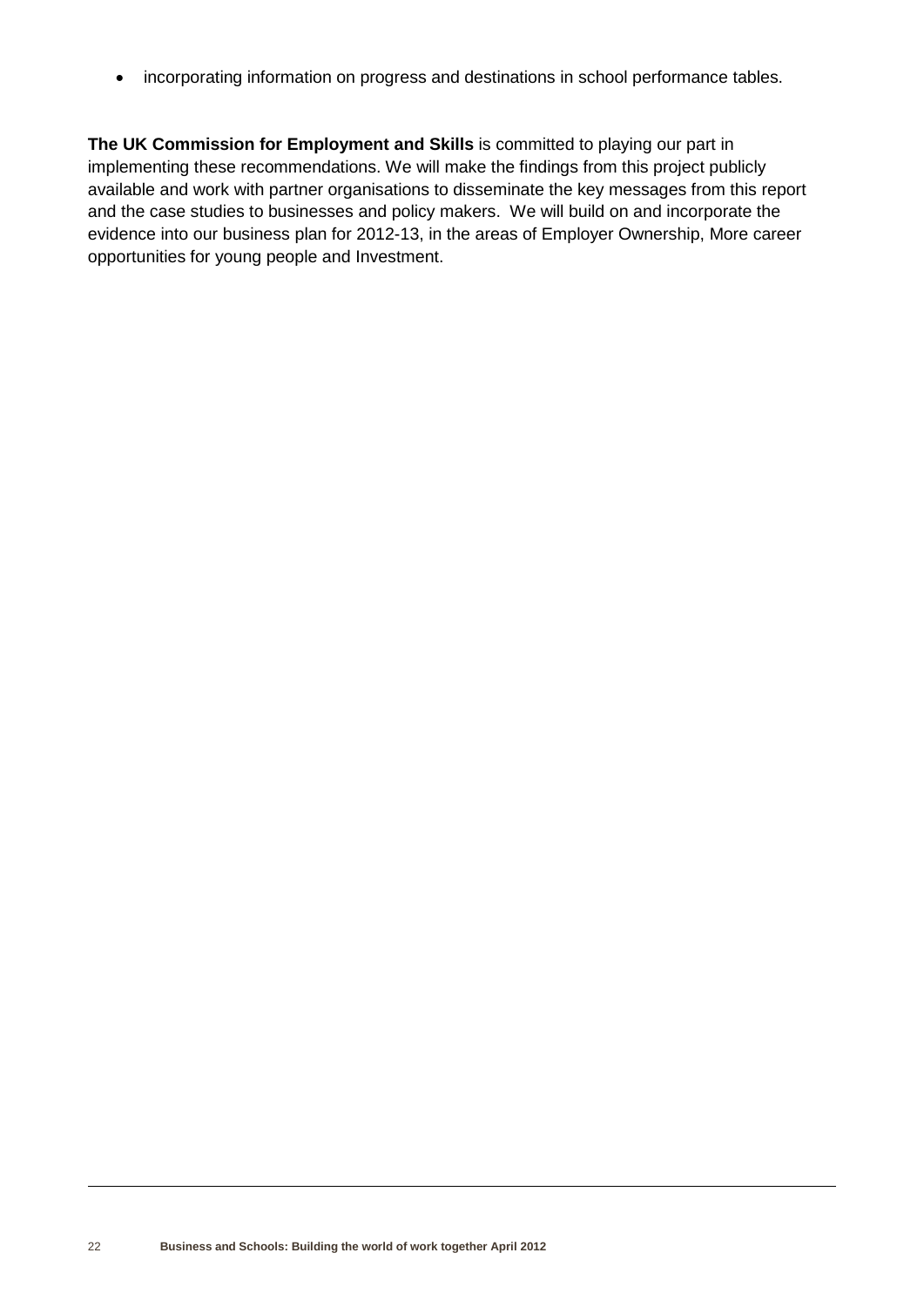- incorporating information on progress and destinations in school performance tables.

**The UK Commission for Employment and Skills** is committed to playing our part in implementing these recommendations. We will make the findings from this project publicly available and work with partner organisations to disseminate the key messages from this report and the case studies to businesses and policy makers. We will build on and incorporate the evidence into our business plan for 2012-13, in the areas of Employer Ownership, More career opportunities for young people and Investment.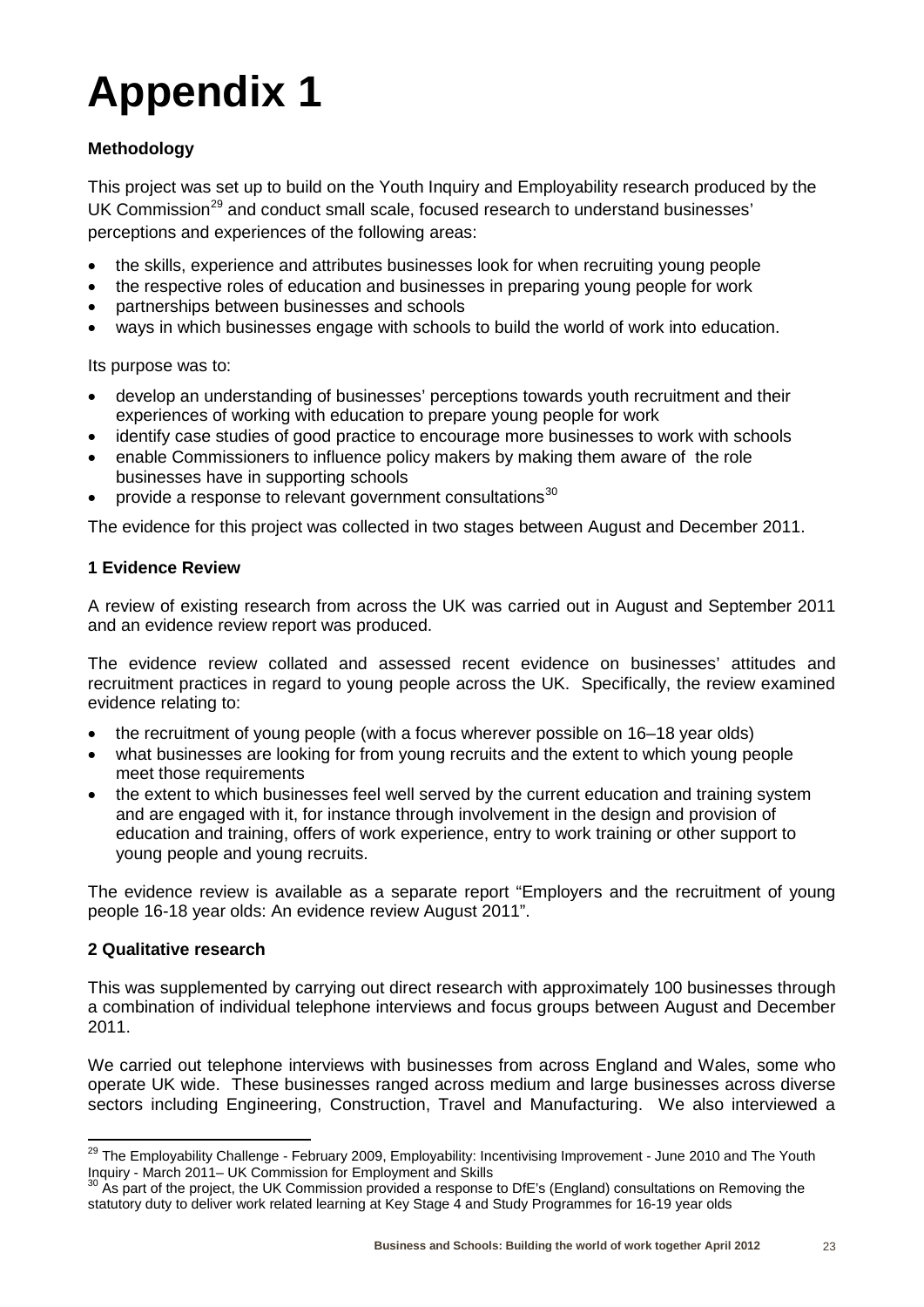# Appendix 1

**Methodology**

This project was set up to build on the Youth Inquiry and Employability research produced by the UK Commission[29] and conduct small scale, focused research to understand businesses' perceptions and experiences of the following areas:

- the skills, experience and attributes businesses look for when recruiting young people
- the respective roles of education and businesses in preparing young people for work
- partnerships between businesses and schools
- ways in which businesses engage with schools to build the world of work into education.

Its purpose was to:

- develop an understanding of businesses' perceptions towards youth recruitment and their experiences of working with education to prepare young people for work
- identify case studies of good practice to encourage more businesses to work with schools
- enable Commissioners to influence policy makers by making them aware of the role businesses have in supporting schools
- provide a response to relevant government consultations[30]

The evidence for this project was collected in two stages between August and December 2011.

**1 Evidence Review**

A review of existing research from across the UK was carried out in August and September 2011 and an evidence review report was produced.

The evidence review collated and assessed recent evidence on businesses' attitudes and recruitment practices in regard to young people across the UK. Specifically, the review examined evidence relating to:

- the recruitment of young people (with a focus wherever possible on 16–18 year olds)
- what businesses are looking for from young recruits and the extent to which young people meet those requirements
- the extent to which businesses feel well served by the current education and training system and are engaged with it, for instance through involvement in the design and provision of education and training, offers of work experience, entry to work training or other support to young people and young recruits.

The evidence review is available as a separate report "Employers and the recruitment of young people 16-18 year olds: An evidence review August 2011".

**2 Qualitative research**

This was supplemented by carrying out direct research with approximately 100 businesses through a combination of individual telephone interviews and focus groups between August and December 2011.

We carried out telephone interviews with businesses from across England and Wales, some who operate UK wide. These businesses ranged across medium and large businesses across diverse sectors including Engineering, Construction, Travel and Manufacturing. We also interviewed a

---

[29] The Employability Challenge - February 2009, Employability: Incentivising Improvement - June 2010 and The Youth Inquiry - March 2011– UK Commission for Employment and Skills

[30] As part of the project, the UK Commission provided a response to DfE's (England) consultations on Removing the statutory duty to deliver work related learning at Key Stage 4 and Study Programmes for 16-19 year olds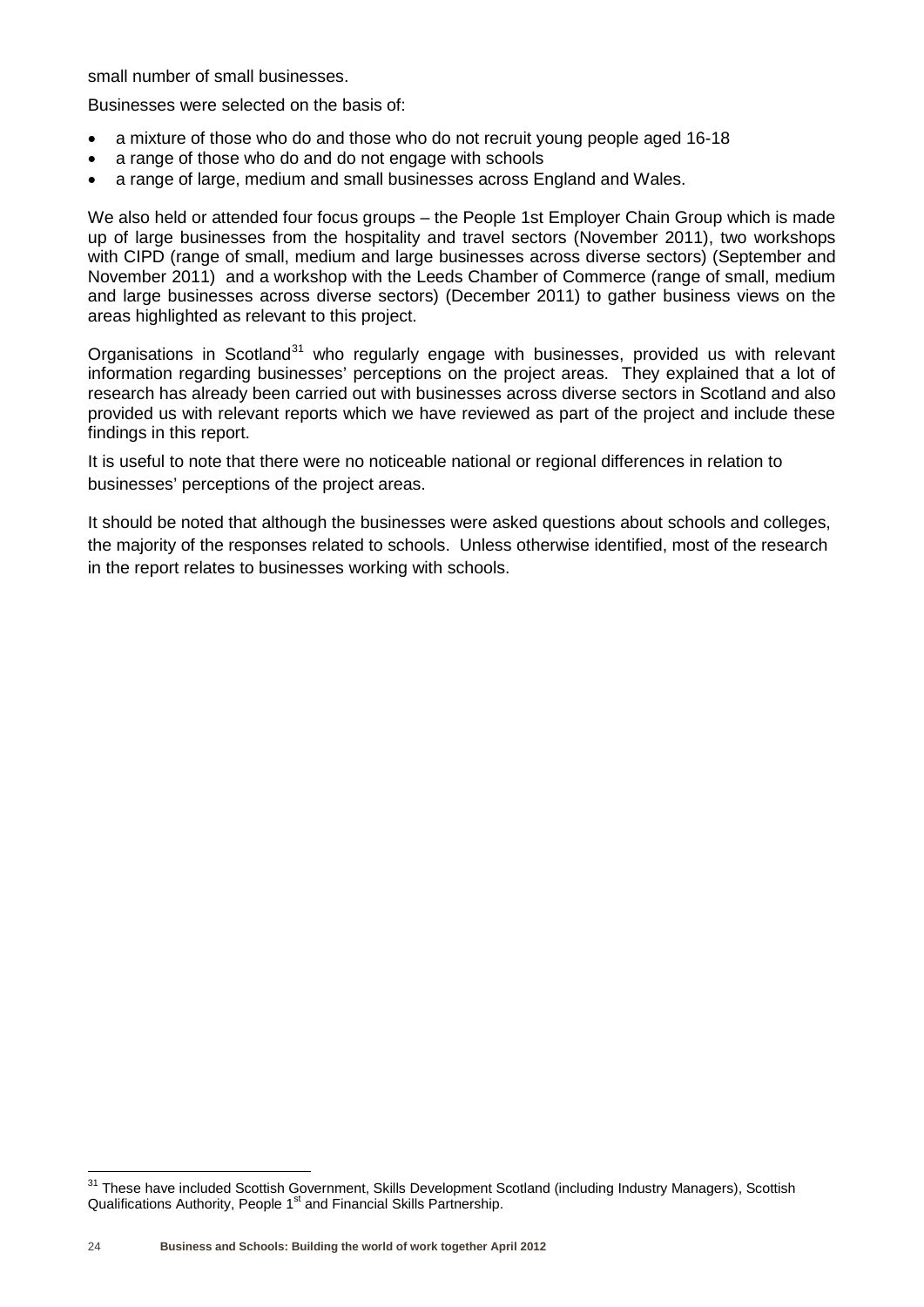small number of small businesses.

Businesses were selected on the basis of:

- a mixture of those who do and those who do not recruit young people aged 16-18
- a range of those who do and do not engage with schools
- a range of large, medium and small businesses across England and Wales.

We also held or attended four focus groups – the People 1st Employer Chain Group which is made up of large businesses from the hospitality and travel sectors (November 2011), two workshops with CIPD (range of small, medium and large businesses across diverse sectors) (September and November 2011) and a workshop with the Leeds Chamber of Commerce (range of small, medium and large businesses across diverse sectors) (December 2011) to gather business views on the areas highlighted as relevant to this project.

Organisations in Scotland[31] who regularly engage with businesses, provided us with relevant information regarding businesses' perceptions on the project areas. They explained that a lot of research has already been carried out with businesses across diverse sectors in Scotland and also provided us with relevant reports which we have reviewed as part of the project and include these findings in this report.

It is useful to note that there were no noticeable national or regional differences in relation to businesses' perceptions of the project areas.

It should be noted that although the businesses were asked questions about schools and colleges, the majority of the responses related to schools. Unless otherwise identified, most of the research in the report relates to businesses working with schools.

[31] These have included Scottish Government, Skills Development Scotland (including Industry Managers), Scottish Qualifications Authority, People 1st and Financial Skills Partnership.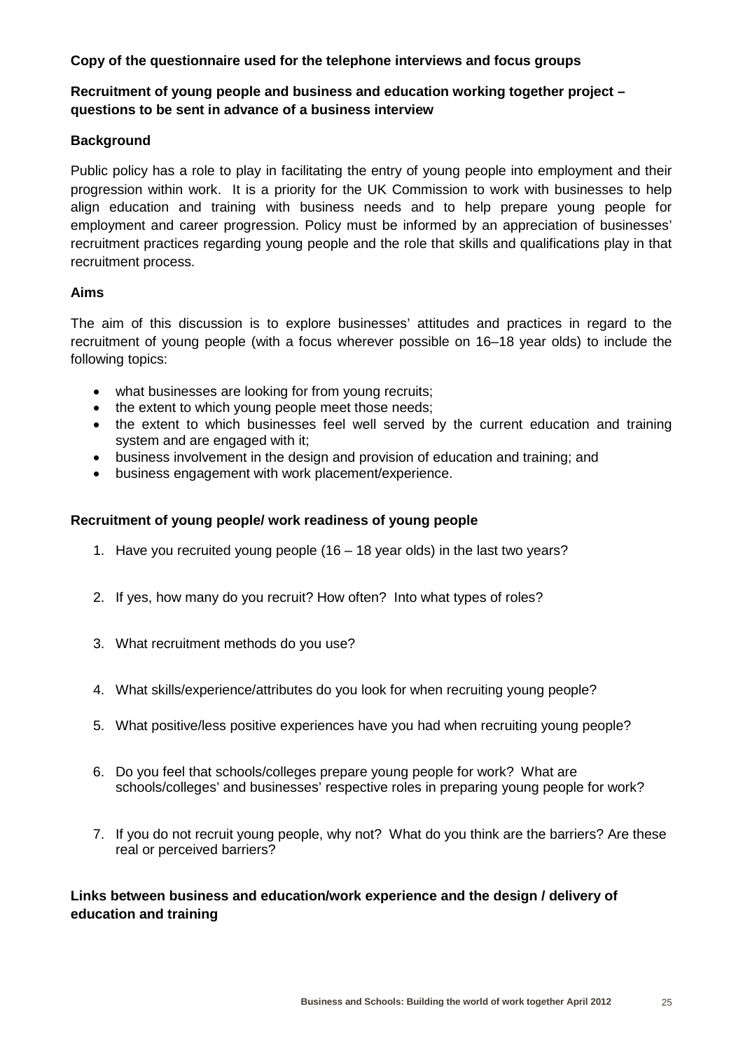**Copy of the questionnaire used for the telephone interviews and focus groups**

**Recruitment of young people and business and education working together project – questions to be sent in advance of a business interview**

**Background**

Public policy has a role to play in facilitating the entry of young people into employment and their progression within work. It is a priority for the UK Commission to work with businesses to help align education and training with business needs and to help prepare young people for employment and career progression. Policy must be informed by an appreciation of businesses' recruitment practices regarding young people and the role that skills and qualifications play in that recruitment process.

**Aims**

The aim of this discussion is to explore businesses' attitudes and practices in regard to the recruitment of young people (with a focus wherever possible on 16–18 year olds) to include the following topics:

- what businesses are looking for from young recruits;
- the extent to which young people meet those needs;
- the extent to which businesses feel well served by the current education and training system and are engaged with it;
- business involvement in the design and provision of education and training; and
- business engagement with work placement/experience.

**Recruitment of young people/ work readiness of young people**

1. Have you recruited young people (16 – 18 year olds) in the last two years?
2. If yes, how many do you recruit? How often? Into what types of roles?
3. What recruitment methods do you use?
4. What skills/experience/attributes do you look for when recruiting young people?
5. What positive/less positive experiences have you had when recruiting young people?
6. Do you feel that schools/colleges prepare young people for work? What are schools/colleges' and businesses' respective roles in preparing young people for work?
7. If you do not recruit young people, why not? What do you think are the barriers? Are these real or perceived barriers?

**Links between business and education/work experience and the design / delivery of education and training**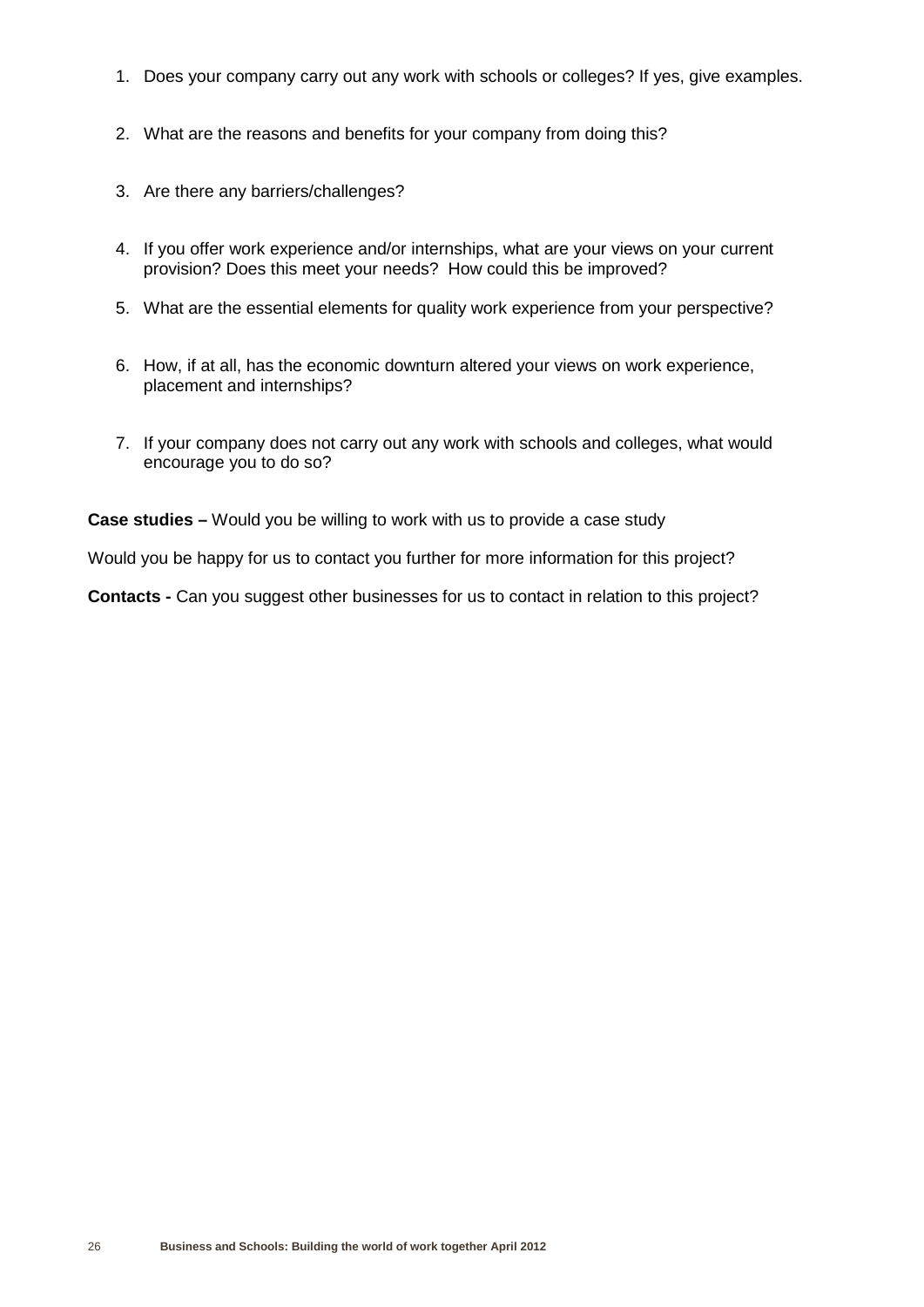1. Does your company carry out any work with schools or colleges? If yes, give examples.

2. What are the reasons and benefits for your company from doing this?

3. Are there any barriers/challenges?

4. If you offer work experience and/or internships, what are your views on your current provision? Does this meet your needs? How could this be improved?

5. What are the essential elements for quality work experience from your perspective?

6. How, if at all, has the economic downturn altered your views on work experience, placement and internships?

7. If your company does not carry out any work with schools and colleges, what would encourage you to do so?

**Case studies –** Would you be willing to work with us to provide a case study

Would you be happy for us to contact you further for more information for this project?

**Contacts -** Can you suggest other businesses for us to contact in relation to this project?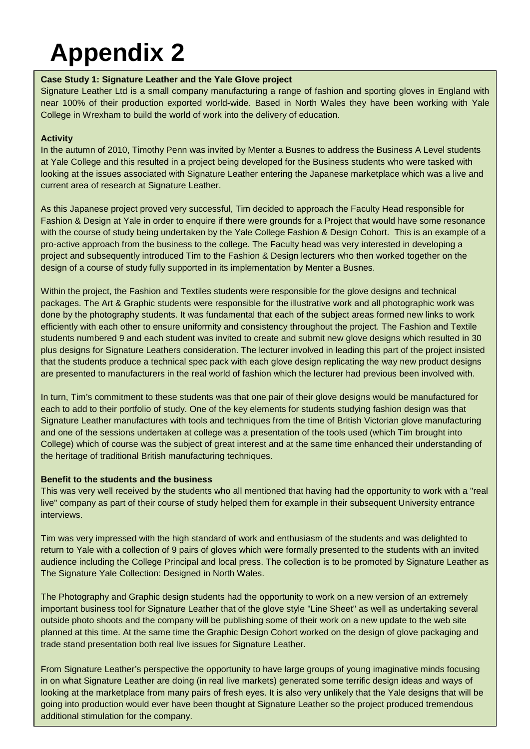# Appendix 2

**Case Study 1: Signature Leather and the Yale Glove project**

Signature Leather Ltd is a small company manufacturing a range of fashion and sporting gloves in England with near 100% of their production exported world-wide. Based in North Wales they have been working with Yale College in Wrexham to build the world of work into the delivery of education.

**Activity**

In the autumn of 2010, Timothy Penn was invited by Menter a Busnes to address the Business A Level students at Yale College and this resulted in a project being developed for the Business students who were tasked with looking at the issues associated with Signature Leather entering the Japanese marketplace which was a live and current area of research at Signature Leather.

As this Japanese project proved very successful, Tim decided to approach the Faculty Head responsible for Fashion & Design at Yale in order to enquire if there were grounds for a Project that would have some resonance with the course of study being undertaken by the Yale College Fashion & Design Cohort. This is an example of a pro-active approach from the business to the college. The Faculty head was very interested in developing a project and subsequently introduced Tim to the Fashion & Design lecturers who then worked together on the design of a course of study fully supported in its implementation by Menter a Busnes.

Within the project, the Fashion and Textiles students were responsible for the glove designs and technical packages. The Art & Graphic students were responsible for the illustrative work and all photographic work was done by the photography students. It was fundamental that each of the subject areas formed new links to work efficiently with each other to ensure uniformity and consistency throughout the project. The Fashion and Textile students numbered 9 and each student was invited to create and submit new glove designs which resulted in 30 plus designs for Signature Leathers consideration. The lecturer involved in leading this part of the project insisted that the students produce a technical spec pack with each glove design replicating the way new product designs are presented to manufacturers in the real world of fashion which the lecturer had previous been involved with.

In turn, Tim's commitment to these students was that one pair of their glove designs would be manufactured for each to add to their portfolio of study. One of the key elements for students studying fashion design was that Signature Leather manufactures with tools and techniques from the time of British Victorian glove manufacturing and one of the sessions undertaken at college was a presentation of the tools used (which Tim brought into College) which of course was the subject of great interest and at the same time enhanced their understanding of the heritage of traditional British manufacturing techniques.

**Benefit to the students and the business**

This was very well received by the students who all mentioned that having had the opportunity to work with a "real live" company as part of their course of study helped them for example in their subsequent University entrance interviews.

Tim was very impressed with the high standard of work and enthusiasm of the students and was delighted to return to Yale with a collection of 9 pairs of gloves which were formally presented to the students with an invited audience including the College Principal and local press. The collection is to be promoted by Signature Leather as The Signature Yale Collection: Designed in North Wales.

The Photography and Graphic design students had the opportunity to work on a new version of an extremely important business tool for Signature Leather that of the glove style "Line Sheet" as well as undertaking several outside photo shoots and the company will be publishing some of their work on a new update to the web site planned at this time. At the same time the Graphic Design Cohort worked on the design of glove packaging and trade stand presentation both real live issues for Signature Leather.

From Signature Leather's perspective the opportunity to have large groups of young imaginative minds focusing in on what Signature Leather are doing (in real live markets) generated some terrific design ideas and ways of looking at the marketplace from many pairs of fresh eyes. It is also very unlikely that the Yale designs that will be going into production would ever have been thought at Signature Leather so the project produced tremendous additional stimulation for the company.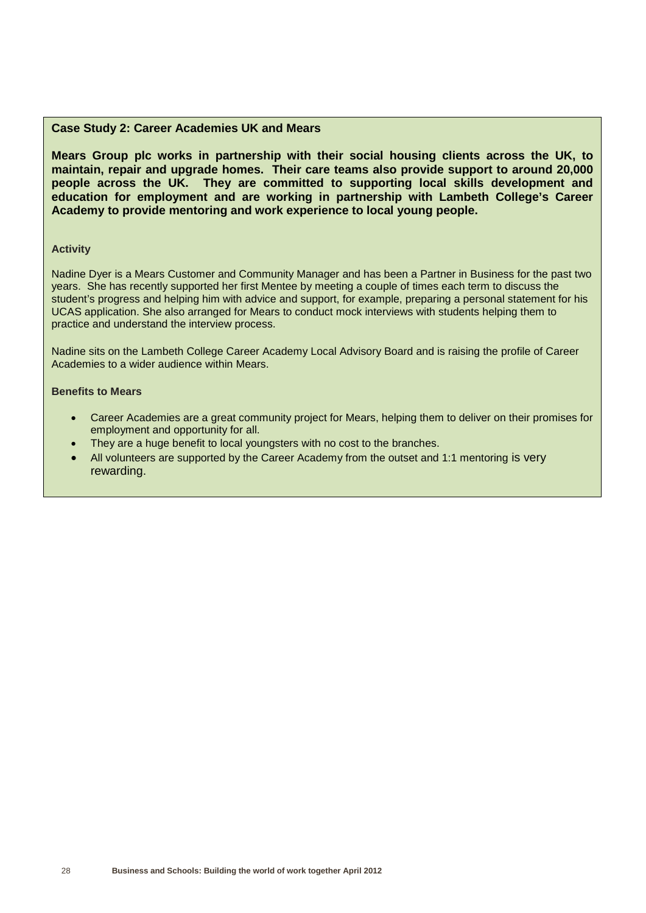## Case Study 2: Career Academies UK and Mears

**Mears Group plc works in partnership with their social housing clients across the UK, to maintain, repair and upgrade homes. Their care teams also provide support to around 20,000 people across the UK. They are committed to supporting local skills development and education for employment and are working in partnership with Lambeth College's Career Academy to provide mentoring and work experience to local young people.**

### Activity

Nadine Dyer is a Mears Customer and Community Manager and has been a Partner in Business for the past two years. She has recently supported her first Mentee by meeting a couple of times each term to discuss the student's progress and helping him with advice and support, for example, preparing a personal statement for his UCAS application. She also arranged for Mears to conduct mock interviews with students helping them to practice and understand the interview process.

Nadine sits on the Lambeth College Career Academy Local Advisory Board and is raising the profile of Career Academies to a wider audience within Mears.

### Benefits to Mears

- Career Academies are a great community project for Mears, helping them to deliver on their promises for employment and opportunity for all.
- They are a huge benefit to local youngsters with no cost to the branches.
- All volunteers are supported by the Career Academy from the outset and 1:1 mentoring is very rewarding.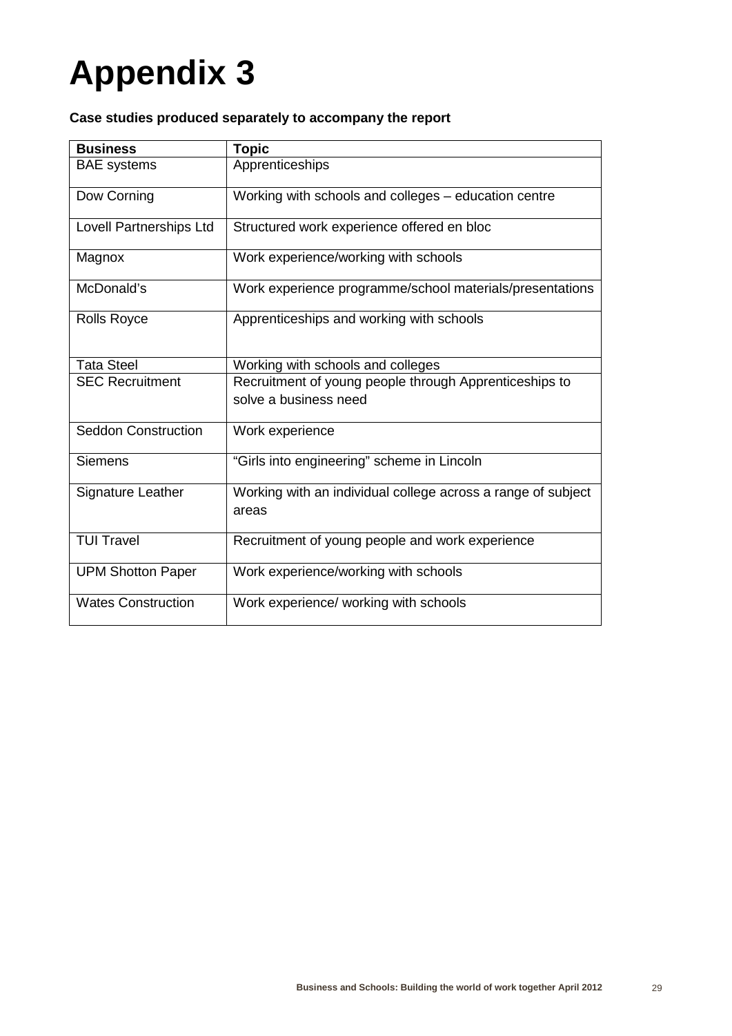# Appendix 3

**Case studies produced separately to accompany the report**

| **Business** | **Topic** |
|---|---|
| BAE systems | Apprenticeships |
| Dow Corning | Working with schools and colleges – education centre |
| Lovell Partnerships Ltd | Structured work experience offered en bloc |
| Magnox | Work experience/working with schools |
| McDonald's | Work experience programme/school materials/presentations |
| Rolls Royce | Apprenticeships and working with schools |
| Tata Steel | Working with schools and colleges |
| SEC Recruitment | Recruitment of young people through Apprenticeships to solve a business need |
| Seddon Construction | Work experience |
| Siemens | "Girls into engineering" scheme in Lincoln |
| Signature Leather | Working with an individual college across a range of subject areas |
| TUI Travel | Recruitment of young people and work experience |
| UPM Shotton Paper | Work experience/working with schools |
| Wates Construction | Work experience/ working with schools |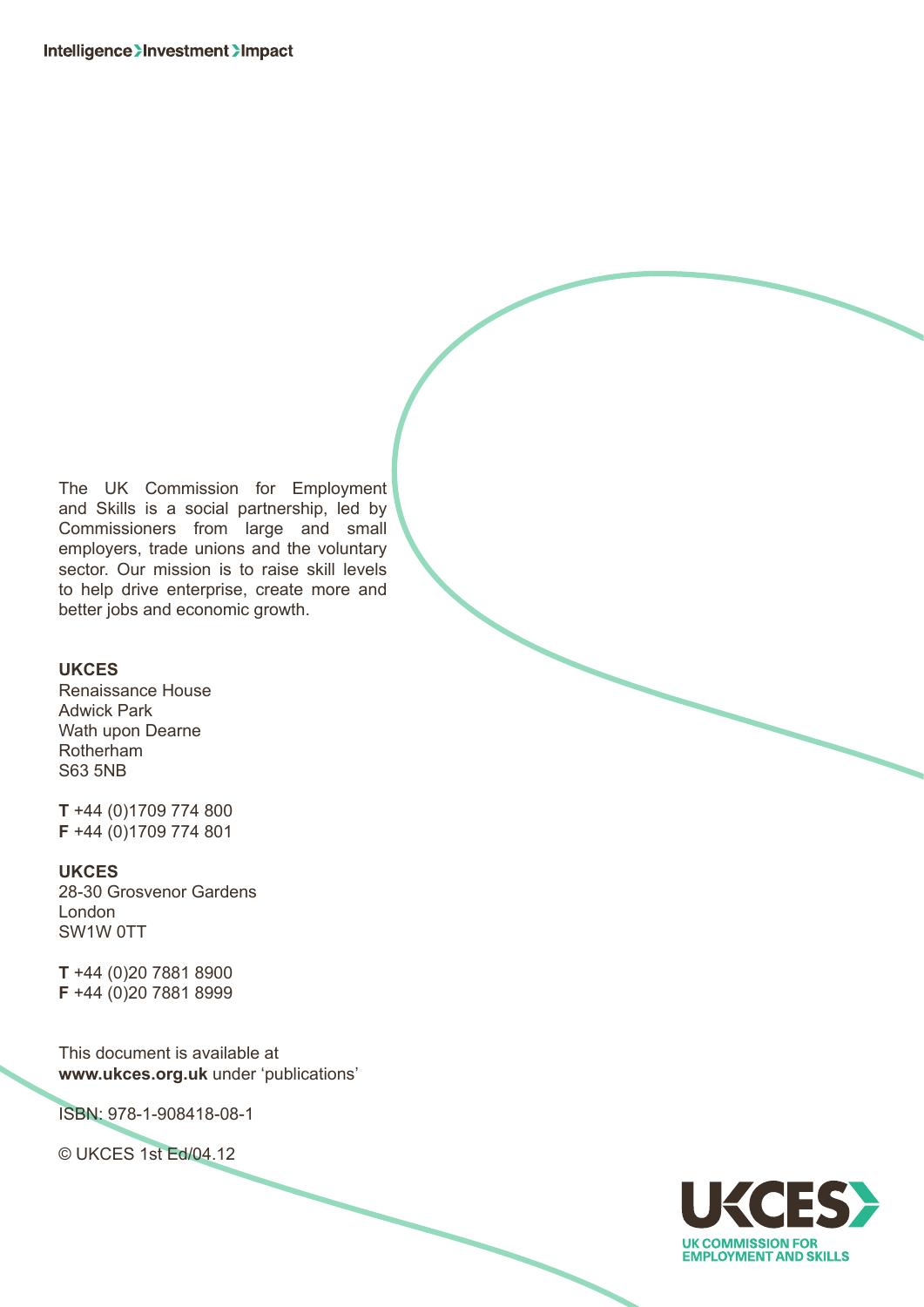Intelligence > Investment > Impact

The UK Commission for Employment and Skills is a social partnership, led by Commissioners from large and small employers, trade unions and the voluntary sector. Our mission is to raise skill levels to help drive enterprise, create more and better jobs and economic growth.

**UKCES**
Renaissance House
Adwick Park
Wath upon Dearne
Rotherham
S63 5NB

**T** +44 (0)1709 774 800
**F** +44 (0)1709 774 801

**UKCES**
28-30 Grosvenor Gardens
London
SW1W 0TT

**T** +44 (0)20 7881 8900
**F** +44 (0)20 7881 8999

This document is available at
**www.ukces.org.uk** under 'publications'

ISBN: 978-1-908418-08-1

© UKCES 1st Ed/04.12

UKCES
UK COMMISSION FOR EMPLOYMENT AND SKILLS